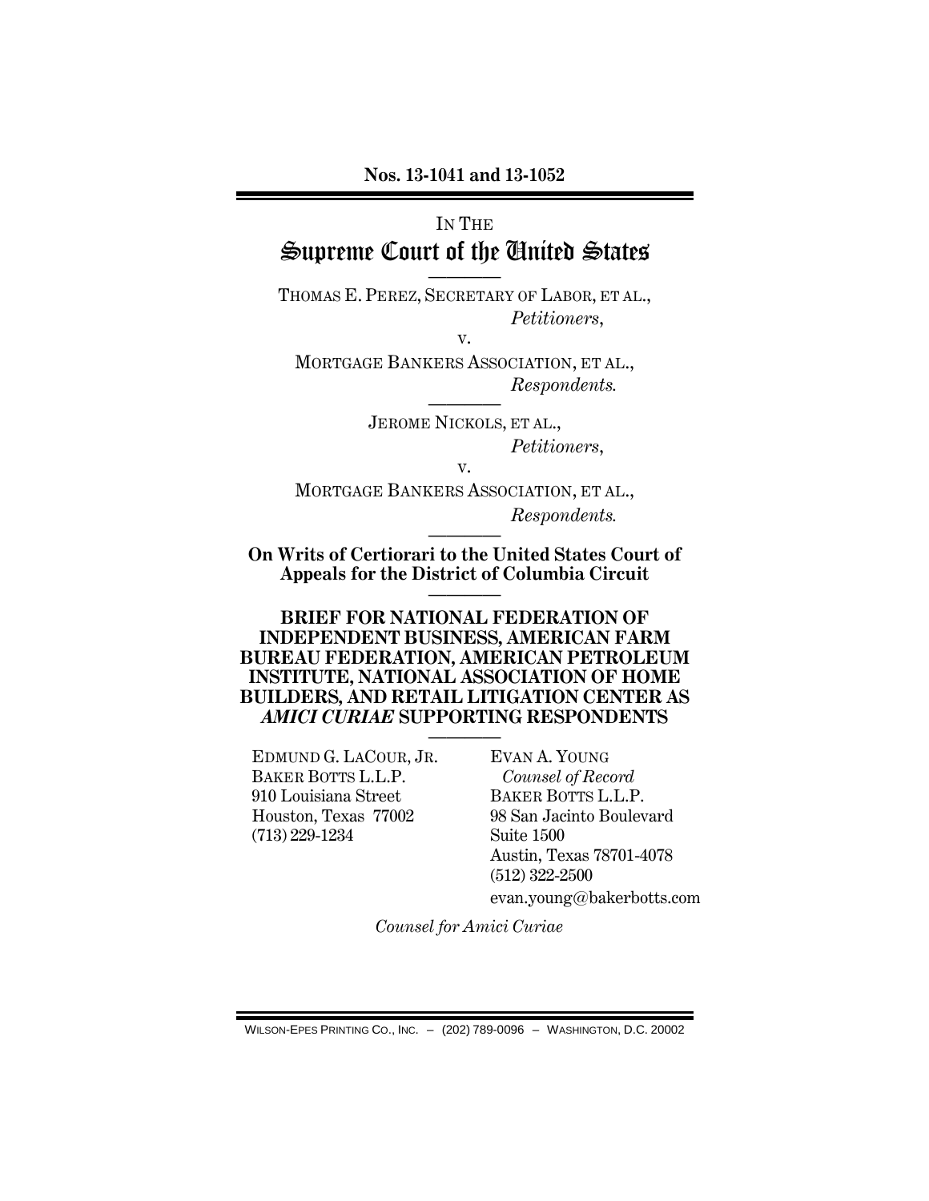**Nos. 13-1041 and 13-1052**

IN THE

# Supreme Court of the United States

THOMAS E. PEREZ, SECRETARY OF LABOR, ET AL.,
*Petitioners*,

v.

MORTGAGE BANKERS ASSOCIATION, ET AL.,
*Respondents.*

JEROME NICKOLS, ET AL.,
*Petitioners*,

v.

MORTGAGE BANKERS ASSOCIATION, ET AL.,
*Respondents.*

**On Writs of Certiorari to the United States Court of Appeals for the District of Columbia Circuit**

**BRIEF FOR NATIONAL FEDERATION OF INDEPENDENT BUSINESS, AMERICAN FARM BUREAU FEDERATION, AMERICAN PETROLEUM INSTITUTE, NATIONAL ASSOCIATION OF HOME BUILDERS, AND RETAIL LITIGATION CENTER AS *AMICI CURIAE* SUPPORTING RESPONDENTS**

EDMUND G. LACOUR, JR.
BAKER BOTTS L.L.P.
910 Louisiana Street
Houston, Texas 77002
(713) 229-1234

EVAN A. YOUNG
*Counsel of Record*
BAKER BOTTS L.L.P.
98 San Jacinto Boulevard
Suite 1500
Austin, Texas 78701-4078
(512) 322-2500
evan.young@bakerbotts.com

*Counsel for Amici Curiae*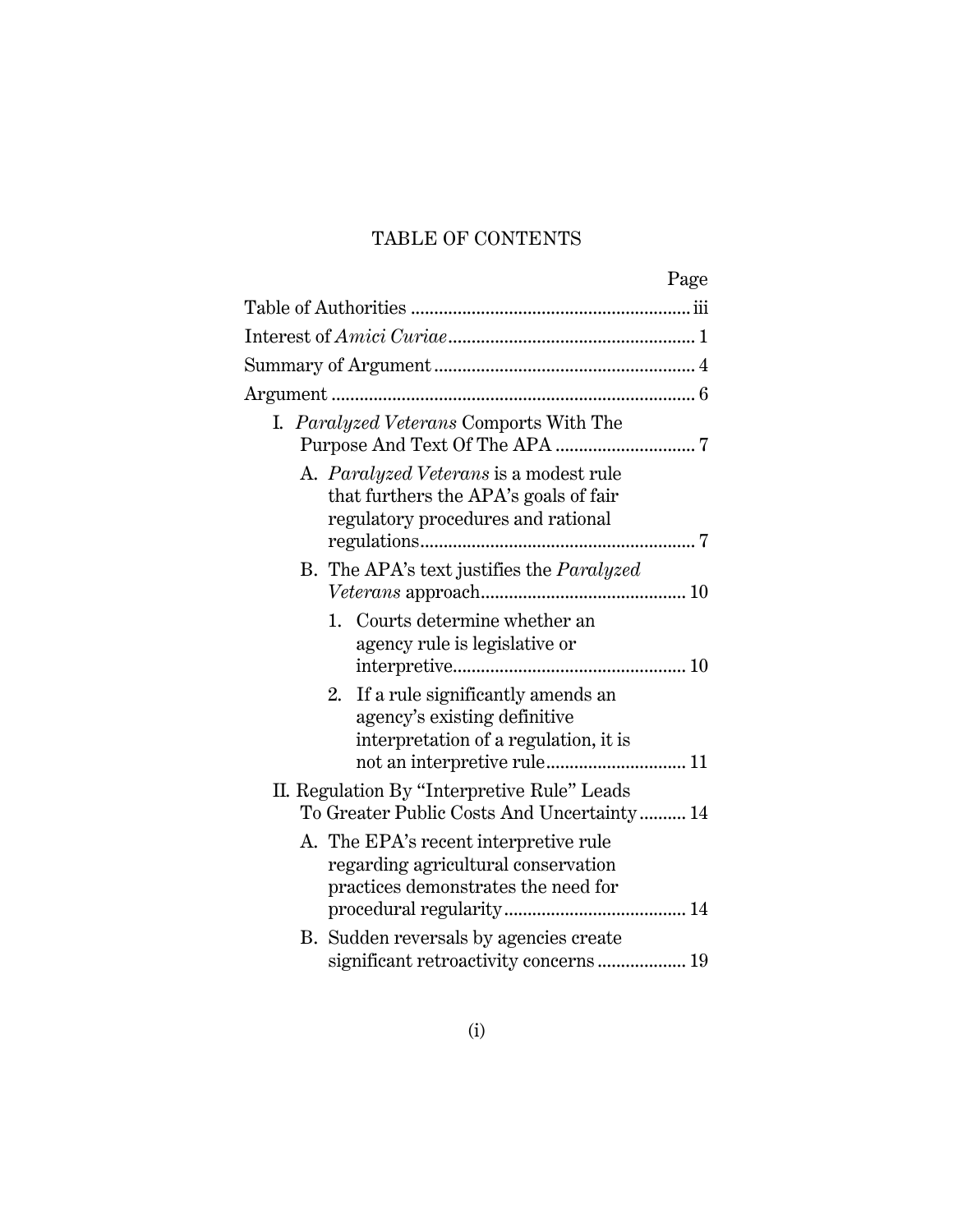# TABLE OF CONTENTS

| | Page |
|---|---|
| Table of Authorities | iii |
| Interest of *Amici Curiae* | 1 |
| Summary of Argument | 4 |
| Argument | 6 |
| I. *Paralyzed Veterans* Comports With The Purpose And Text Of The APA | 7 |
| A. *Paralyzed Veterans* is a modest rule that furthers the APA's goals of fair regulatory procedures and rational regulations | 7 |
| B. The APA's text justifies the *Paralyzed Veterans* approach | 10 |
| 1. Courts determine whether an agency rule is legislative or interpretive | 10 |
| 2. If a rule significantly amends an agency's existing definitive interpretation of a regulation, it is not an interpretive rule | 11 |
| II. Regulation By "Interpretive Rule" Leads To Greater Public Costs And Uncertainty | 14 |
| A. The EPA's recent interpretive rule regarding agricultural conservation practices demonstrates the need for procedural regularity | 14 |
| B. Sudden reversals by agencies create significant retroactivity concerns | 19 |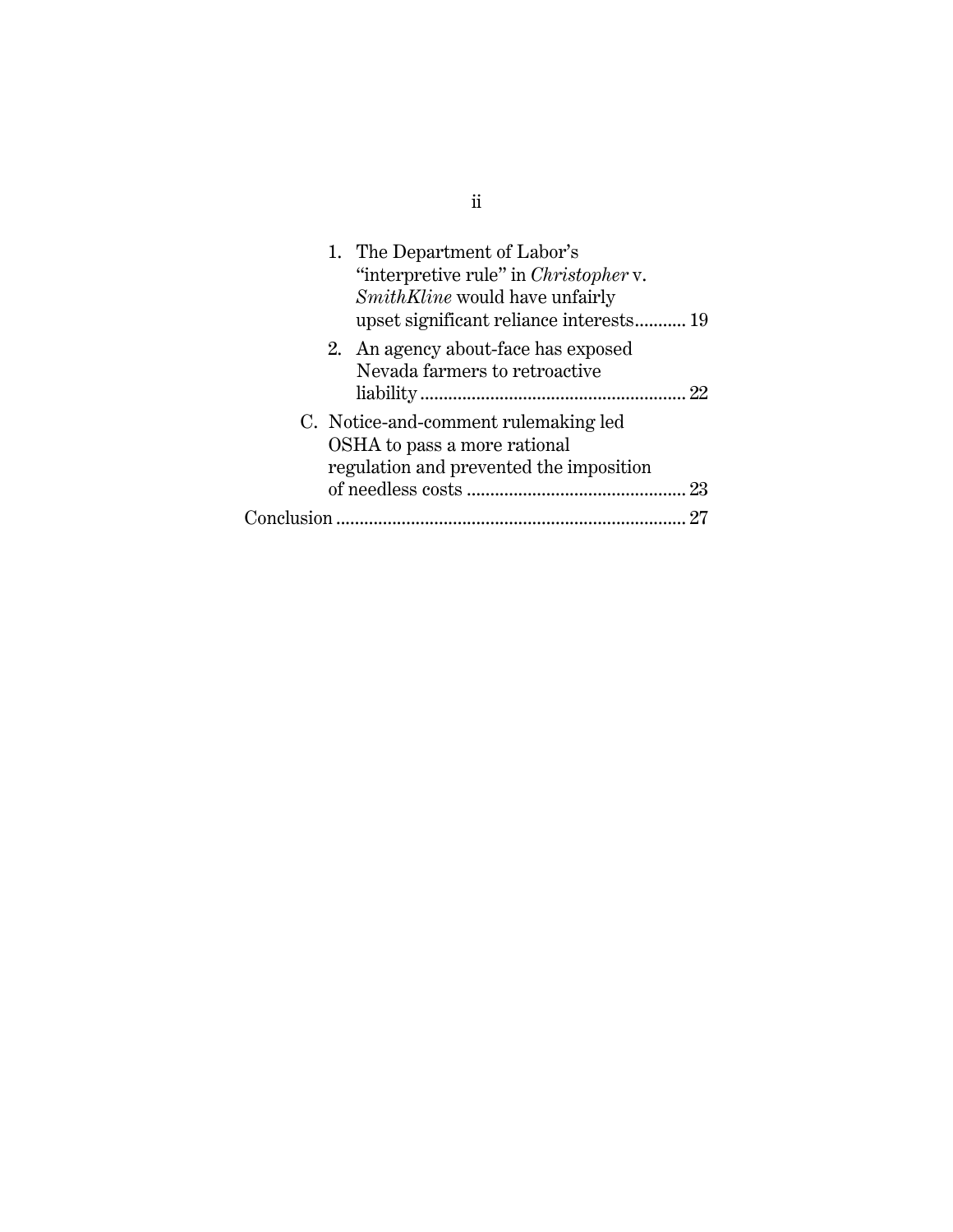1. The Department of Labor's "interpretive rule" in *Christopher* v. *SmithKline* would have unfairly upset significant reliance interests........... 19

2. An agency about-face has exposed Nevada farmers to retroactive liability........................................................ 22

C. Notice-and-comment rulemaking led OSHA to pass a more rational regulation and prevented the imposition of needless costs ............................................... 23

Conclusion .......................................................................... 27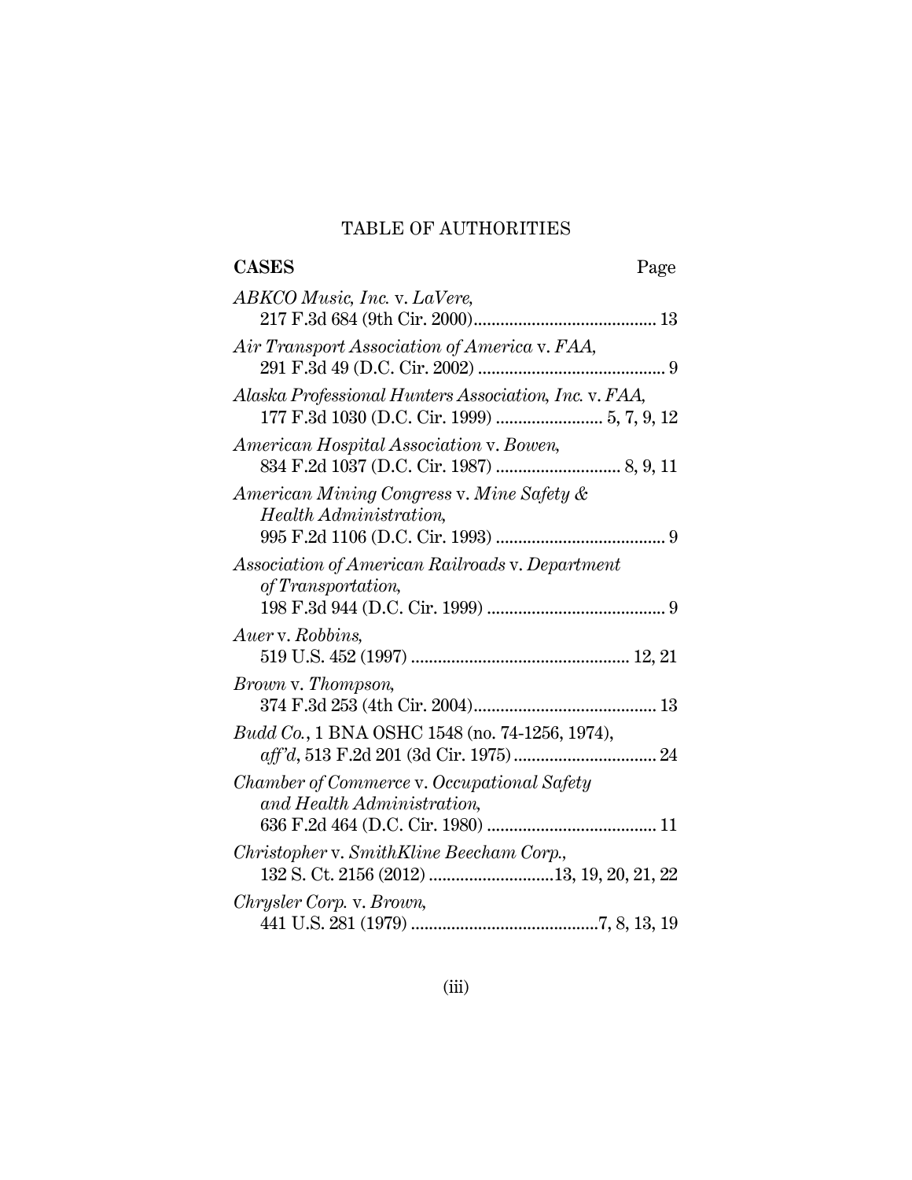# TABLE OF AUTHORITIES

**CASES** Page

*ABKCO Music, Inc.* v. *LaVere*,
217 F.3d 684 (9th Cir. 2000) ........................................ 13

*Air Transport Association of America* v. *FAA*,
291 F.3d 49 (D.C. Cir. 2002) ........................................ 9

*Alaska Professional Hunters Association, Inc.* v. *FAA*,
177 F.3d 1030 (D.C. Cir. 1999) ........................ 5, 7, 9, 12

*American Hospital Association* v. *Bowen*,
834 F.2d 1037 (D.C. Cir. 1987) ............................ 8, 9, 11

*American Mining Congress* v. *Mine Safety & Health Administration*,
995 F.2d 1106 (D.C. Cir. 1993) ...................................... 9

*Association of American Railroads* v. *Department of Transportation*,
198 F.3d 944 (D.C. Cir. 1999) ........................................ 9

*Auer* v. *Robbins*,
519 U.S. 452 (1997) ................................................ 12, 21

*Brown* v. *Thompson*,
374 F.3d 253 (4th Cir. 2004) ........................................ 13

*Budd Co.*, 1 BNA OSHC 1548 (no. 74-1256, 1974),
*aff'd*, 513 F.2d 201 (3d Cir. 1975) ................................ 24

*Chamber of Commerce* v. *Occupational Safety and Health Administration*,
636 F.2d 464 (D.C. Cir. 1980) ...................................... 11

*Christopher* v. *SmithKline Beecham Corp.*,
132 S. Ct. 2156 (2012) ............................13, 19, 20, 21, 22

*Chrysler Corp.* v. *Brown*,
441 U.S. 281 (1979) ..........................................7, 8, 13, 19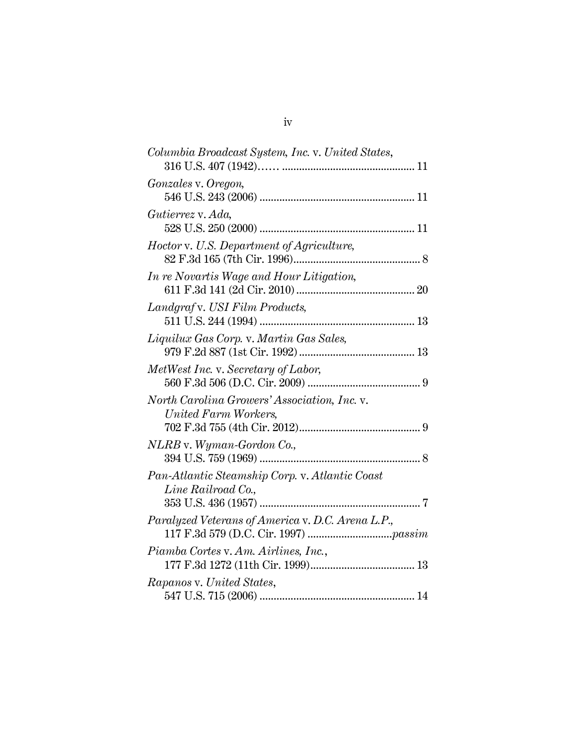*Columbia Broadcast System, Inc.* v. *United States*, 316 U.S. 407 (1942)…… .............................................. 11

*Gonzales* v. *Oregon*, 546 U.S. 243 (2006) ...................................................... 11

*Gutierrez* v. *Ada*, 528 U.S. 250 (2000) ...................................................... 11

*Hoctor* v. *U.S. Department of Agriculture*, 82 F.3d 165 (7th Cir. 1996)............................................ 8

*In re Novartis Wage and Hour Litigation*, 611 F.3d 141 (2d Cir. 2010) .......................................... 20

*Landgraf* v. *USI Film Products*, 511 U.S. 244 (1994) ...................................................... 13

*Liquilux Gas Corp.* v. *Martin Gas Sales*, 979 F.2d 887 (1st Cir. 1992) ......................................... 13

*MetWest Inc.* v. *Secretary of Labor*, 560 F.3d 506 (D.C. Cir. 2009) ....................................... 9

*North Carolina Growers' Association, Inc.* v. *United Farm Workers*, 702 F.3d 755 (4th Cir. 2012)........................................... 9

*NLRB* v. *Wyman-Gordon Co.*, 394 U.S. 759 (1969) ........................................................ 8

*Pan-Atlantic Steamship Corp.* v. *Atlantic Coast Line Railroad Co.*, 353 U.S. 436 (1957) ........................................................ 7

*Paralyzed Veterans of America* v. *D.C. Arena L.P.*, 117 F.3d 579 (D.C. Cir. 1997) .............................*passim*

*Piamba Cortes* v. *Am. Airlines, Inc.*, 177 F.3d 1272 (11th Cir. 1999)..................................... 13

*Rapanos* v. *United States*, 547 U.S. 715 (2006) ...................................................... 14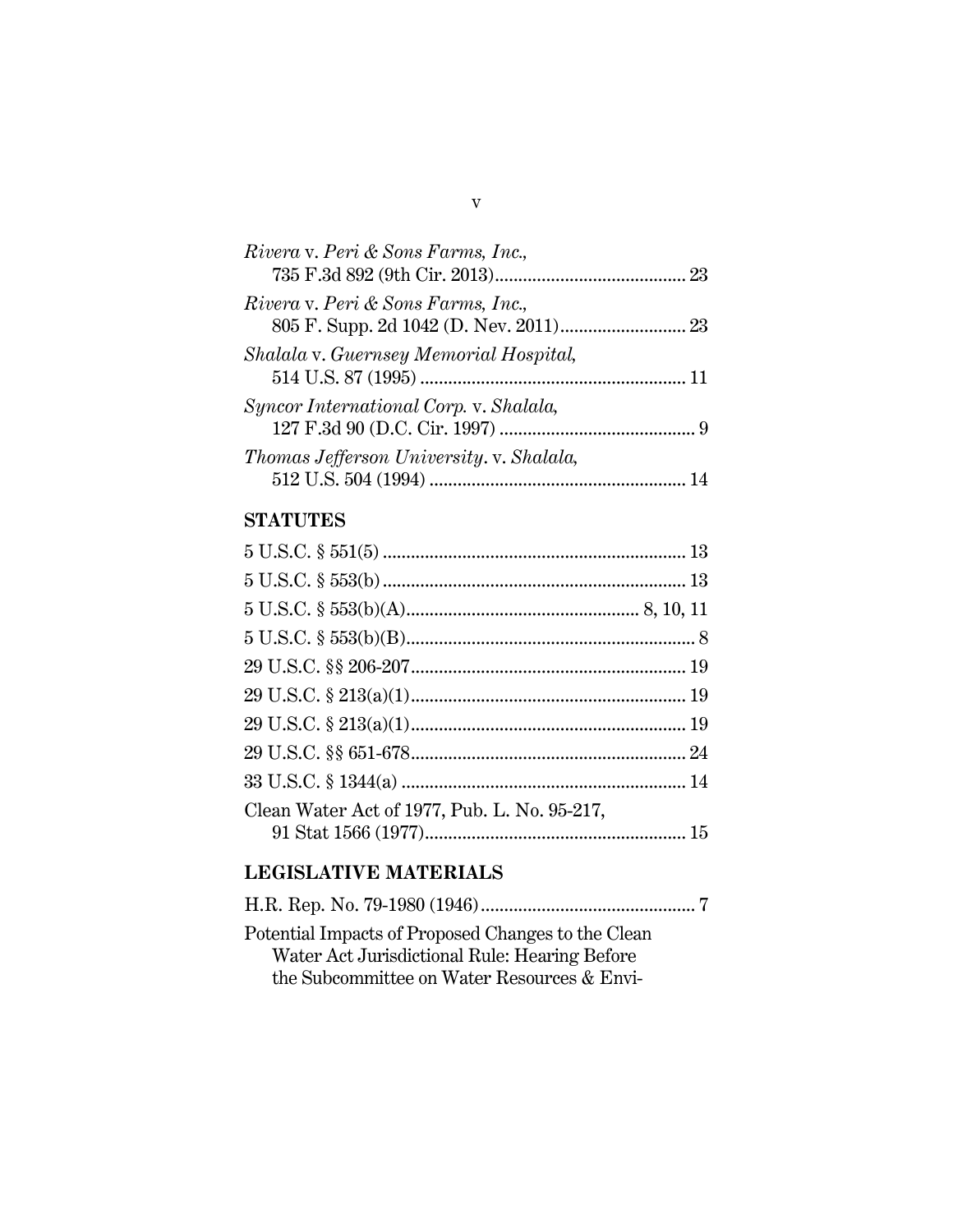*Rivera* v. *Peri & Sons Farms, Inc.*, 735 F.3d 892 (9th Cir. 2013)........................................ 23

*Rivera* v. *Peri & Sons Farms, Inc.*, 805 F. Supp. 2d 1042 (D. Nev. 2011).......................... 23

*Shalala* v. *Guernsey Memorial Hospital*, 514 U.S. 87 (1995) ........................................................ 11

*Syncor International Corp.* v. *Shalala*, 127 F.3d 90 (D.C. Cir. 1997) .......................................... 9

*Thomas Jefferson University*. v. *Shalala*, 512 U.S. 504 (1994) ...................................................... 14

## STATUTES

5 U.S.C. § 551(5) ................................................................ 13

5 U.S.C. § 553(b) ................................................................ 13

5 U.S.C. § 553(b)(A)................................................. 8, 10, 11

5 U.S.C. § 553(b)(B).............................................................. 8

29 U.S.C. §§ 206-207........................................................... 19

29 U.S.C. § 213(a)(1)........................................................... 19

29 U.S.C. § 213(a)(1)........................................................... 19

29 U.S.C. §§ 651-678........................................................... 24

33 U.S.C. § 1344(a) ............................................................ 14

Clean Water Act of 1977, Pub. L. No. 95-217, 91 Stat 1566 (1977)........................................................ 15

## LEGISLATIVE MATERIALS

H.R. Rep. No. 79-1980 (1946).............................................. 7

Potential Impacts of Proposed Changes to the Clean Water Act Jurisdictional Rule: Hearing Before the Subcommittee on Water Resources & Envi-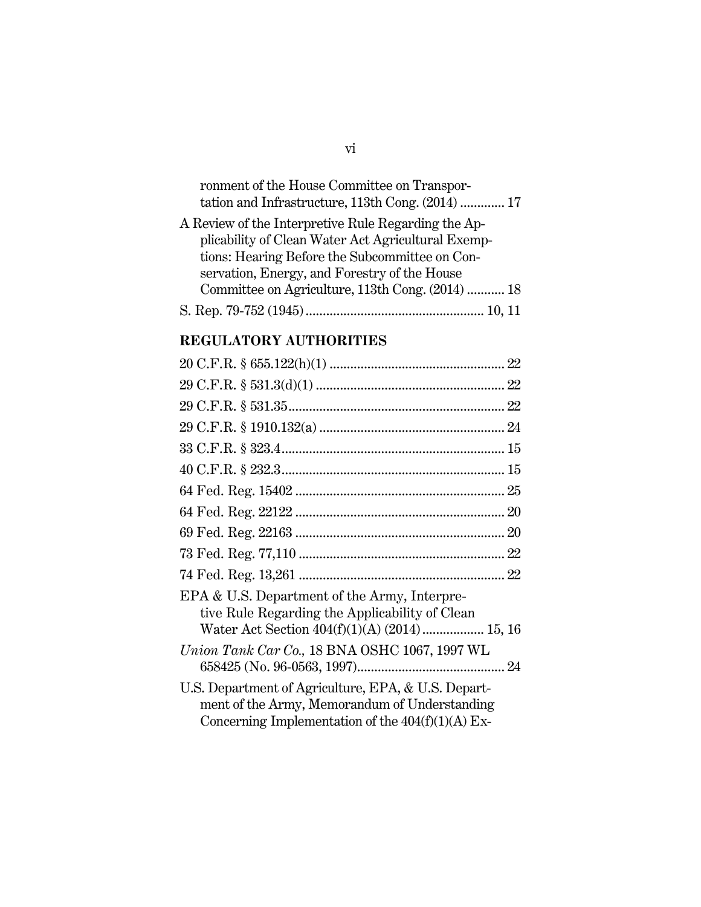ronment of the House Committee on Transportation and Infrastructure, 113th Cong. (2014) ............ 17

A Review of the Interpretive Rule Regarding the Applicability of Clean Water Act Agricultural Exemptions: Hearing Before the Subcommittee on Conservation, Energy, and Forestry of the House Committee on Agriculture, 113th Cong. (2014) .......... 18

S. Rep. 79-752 (1945) .................................................. 10, 11

## REGULATORY AUTHORITIES

20 C.F.R. § 655.122(h)(1) ................................................ 22

29 C.F.R. § 531.3(d)(1) .................................................... 22

29 C.F.R. § 531.35 ............................................................ 22

29 C.F.R. § 1910.132(a) .................................................... 24

33 C.F.R. § 323.4 .............................................................. 15

40 C.F.R. § 232.3 .............................................................. 15

64 Fed. Reg. 15402 ........................................................... 25

64 Fed. Reg. 22122 ........................................................... 20

69 Fed. Reg. 22163 ........................................................... 20

73 Fed. Reg. 77,110 .......................................................... 22

74 Fed. Reg. 13,261 .......................................................... 22

EPA & U.S. Department of the Army, Interpretive Rule Regarding the Applicability of Clean Water Act Section 404(f)(1)(A) (2014) ................. 15, 16

*Union Tank Car Co.,* 18 BNA OSHC 1067, 1997 WL 658425 (No. 96-0563, 1997) .......................................... 24

U.S. Department of Agriculture, EPA, & U.S. Department of the Army, Memorandum of Understanding Concerning Implementation of the 404(f)(1)(A) Ex-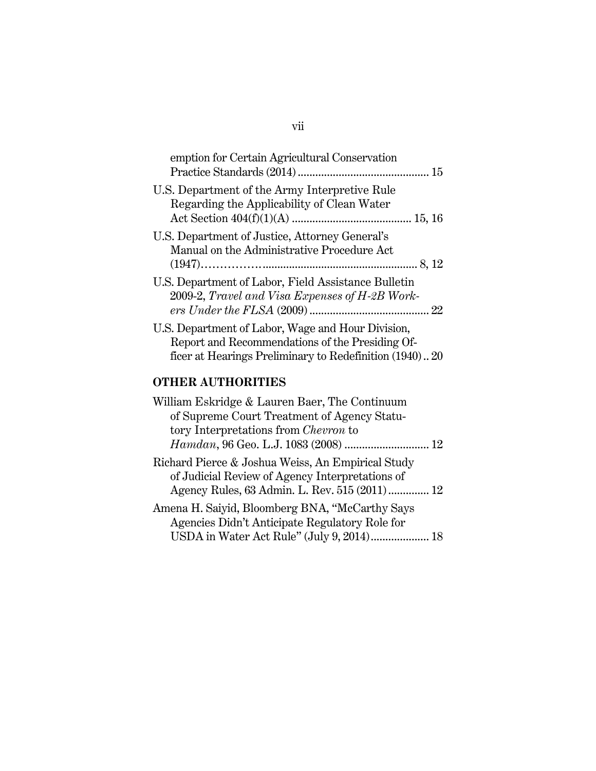emption for Certain Agricultural Conservation Practice Standards (2014) ............................................ 15

U.S. Department of the Army Interpretive Rule Regarding the Applicability of Clean Water Act Section 404(f)(1)(A) ........................................ 15, 16

U.S. Department of Justice, Attorney General's Manual on the Administrative Procedure Act (1947)……………..................................................... 8, 12

U.S. Department of Labor, Field Assistance Bulletin 2009-2, *Travel and Visa Expenses of H-2B Workers Under the FLSA* (2009) ........................................ 22

U.S. Department of Labor, Wage and Hour Division, Report and Recommendations of the Presiding Officer at Hearings Preliminary to Redefinition (1940) .. 20

## OTHER AUTHORITIES

William Eskridge & Lauren Baer, The Continuum of Supreme Court Treatment of Agency Statutory Interpretations from *Chevron* to *Hamdan*, 96 Geo. L.J. 1083 (2008) ............................ 12

Richard Pierce & Joshua Weiss, An Empirical Study of Judicial Review of Agency Interpretations of Agency Rules, 63 Admin. L. Rev. 515 (2011) ............. 12

Amena H. Saiyid, Bloomberg BNA, "McCarthy Says Agencies Didn't Anticipate Regulatory Role for USDA in Water Act Rule" (July 9, 2014).................... 18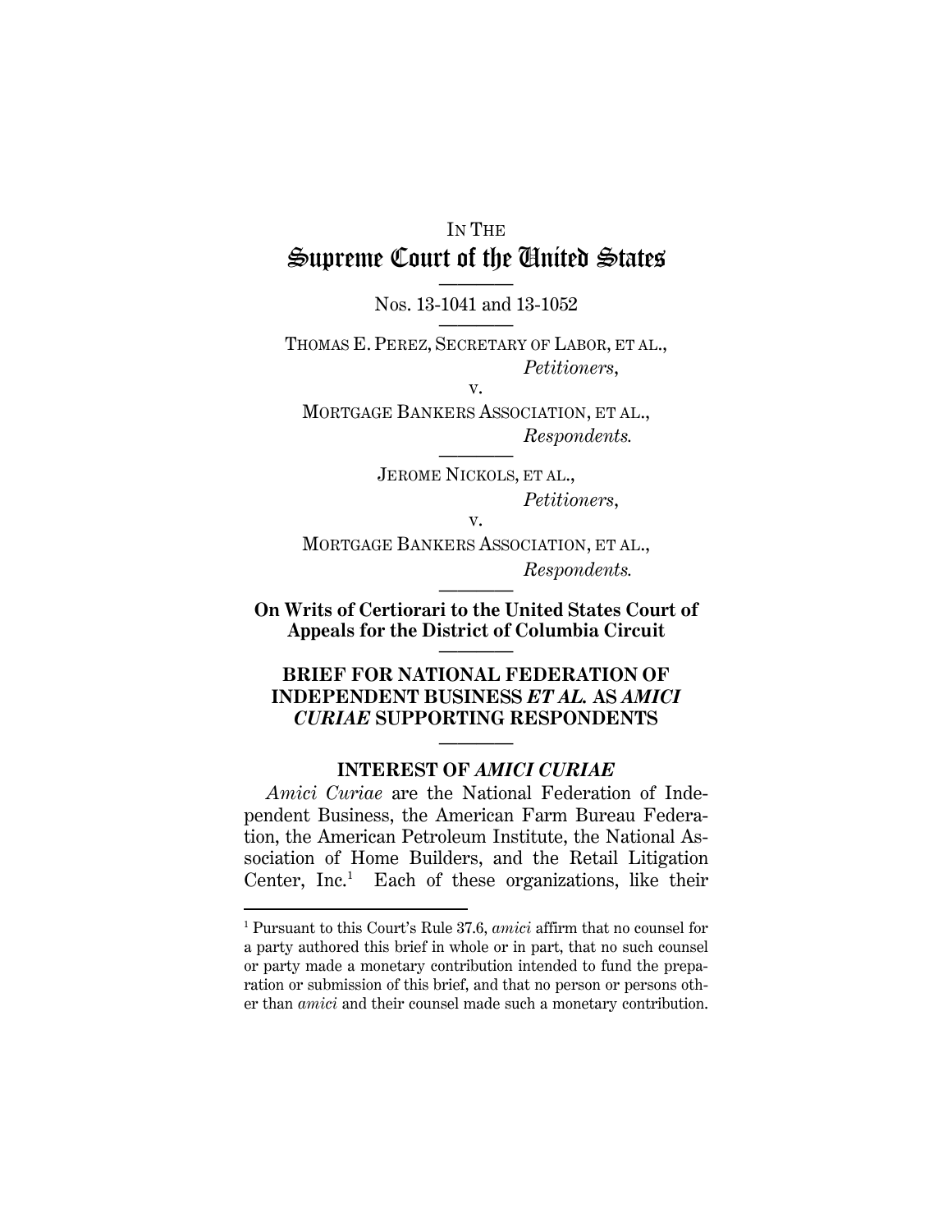IN THE

# Supreme Court of the United States

---

Nos. 13-1041 and 13-1052

---

THOMAS E. PEREZ, SECRETARY OF LABOR, ET AL.,
*Petitioners*,

v.

MORTGAGE BANKERS ASSOCIATION, ET AL.,
*Respondents.*

---

JEROME NICKOLS, ET AL.,
*Petitioners*,

v.

MORTGAGE BANKERS ASSOCIATION, ET AL.,
*Respondents.*

---

**On Writs of Certiorari to the United States Court of Appeals for the District of Columbia Circuit**

---

**BRIEF FOR NATIONAL FEDERATION OF INDEPENDENT BUSINESS *ET AL.* AS *AMICI CURIAE* SUPPORTING RESPONDENTS**

---

## INTEREST OF *AMICI CURIAE*

*Amici Curiae* are the National Federation of Independent Business, the American Farm Bureau Federation, the American Petroleum Institute, the National Association of Home Builders, and the Retail Litigation Center, Inc.[1] Each of these organizations, like their

---

[1] Pursuant to this Court's Rule 37.6, *amici* affirm that no counsel for a party authored this brief in whole or in part, that no such counsel or party made a monetary contribution intended to fund the preparation or submission of this brief, and that no person or persons other than *amici* and their counsel made such a monetary contribution.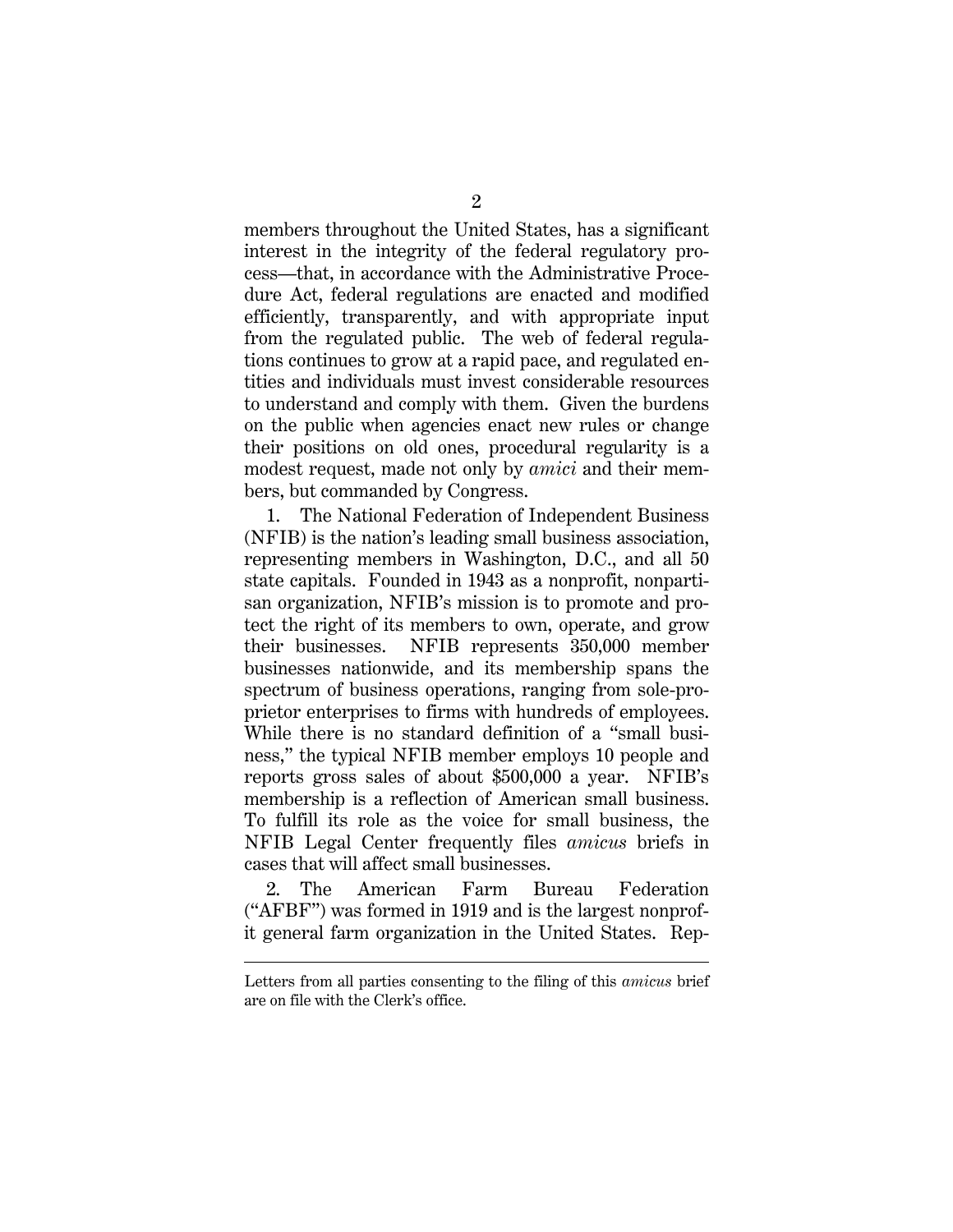members throughout the United States, has a significant interest in the integrity of the federal regulatory process—that, in accordance with the Administrative Procedure Act, federal regulations are enacted and modified efficiently, transparently, and with appropriate input from the regulated public. The web of federal regulations continues to grow at a rapid pace, and regulated entities and individuals must invest considerable resources to understand and comply with them. Given the burdens on the public when agencies enact new rules or change their positions on old ones, procedural regularity is a modest request, made not only by *amici* and their members, but commanded by Congress.

1. The National Federation of Independent Business (NFIB) is the nation's leading small business association, representing members in Washington, D.C., and all 50 state capitals. Founded in 1943 as a nonprofit, nonpartisan organization, NFIB's mission is to promote and protect the right of its members to own, operate, and grow their businesses. NFIB represents 350,000 member businesses nationwide, and its membership spans the spectrum of business operations, ranging from sole-proprietor enterprises to firms with hundreds of employees. While there is no standard definition of a "small business," the typical NFIB member employs 10 people and reports gross sales of about $500,000 a year. NFIB's membership is a reflection of American small business. To fulfill its role as the voice for small business, the NFIB Legal Center frequently files *amicus* briefs in cases that will affect small businesses.

2. The American Farm Bureau Federation ("AFBF") was formed in 1919 and is the largest nonprofit general farm organization in the United States. Rep-

---

Letters from all parties consenting to the filing of this *amicus* brief are on file with the Clerk's office.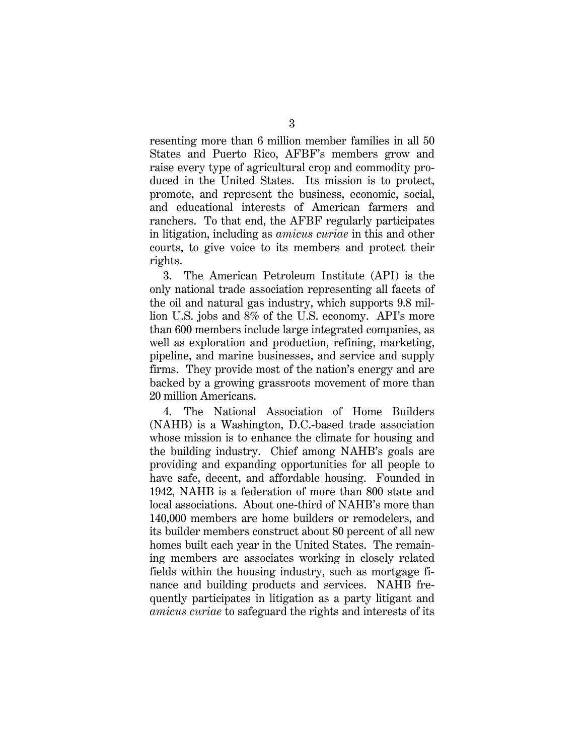resenting more than 6 million member families in all 50 States and Puerto Rico, AFBF's members grow and raise every type of agricultural crop and commodity produced in the United States. Its mission is to protect, promote, and represent the business, economic, social, and educational interests of American farmers and ranchers. To that end, the AFBF regularly participates in litigation, including as *amicus curiae* in this and other courts, to give voice to its members and protect their rights.

3. The American Petroleum Institute (API) is the only national trade association representing all facets of the oil and natural gas industry, which supports 9.8 million U.S. jobs and 8% of the U.S. economy. API's more than 600 members include large integrated companies, as well as exploration and production, refining, marketing, pipeline, and marine businesses, and service and supply firms. They provide most of the nation's energy and are backed by a growing grassroots movement of more than 20 million Americans.

4. The National Association of Home Builders (NAHB) is a Washington, D.C.-based trade association whose mission is to enhance the climate for housing and the building industry. Chief among NAHB's goals are providing and expanding opportunities for all people to have safe, decent, and affordable housing. Founded in 1942, NAHB is a federation of more than 800 state and local associations. About one-third of NAHB's more than 140,000 members are home builders or remodelers, and its builder members construct about 80 percent of all new homes built each year in the United States. The remaining members are associates working in closely related fields within the housing industry, such as mortgage finance and building products and services. NAHB frequently participates in litigation as a party litigant and *amicus curiae* to safeguard the rights and interests of its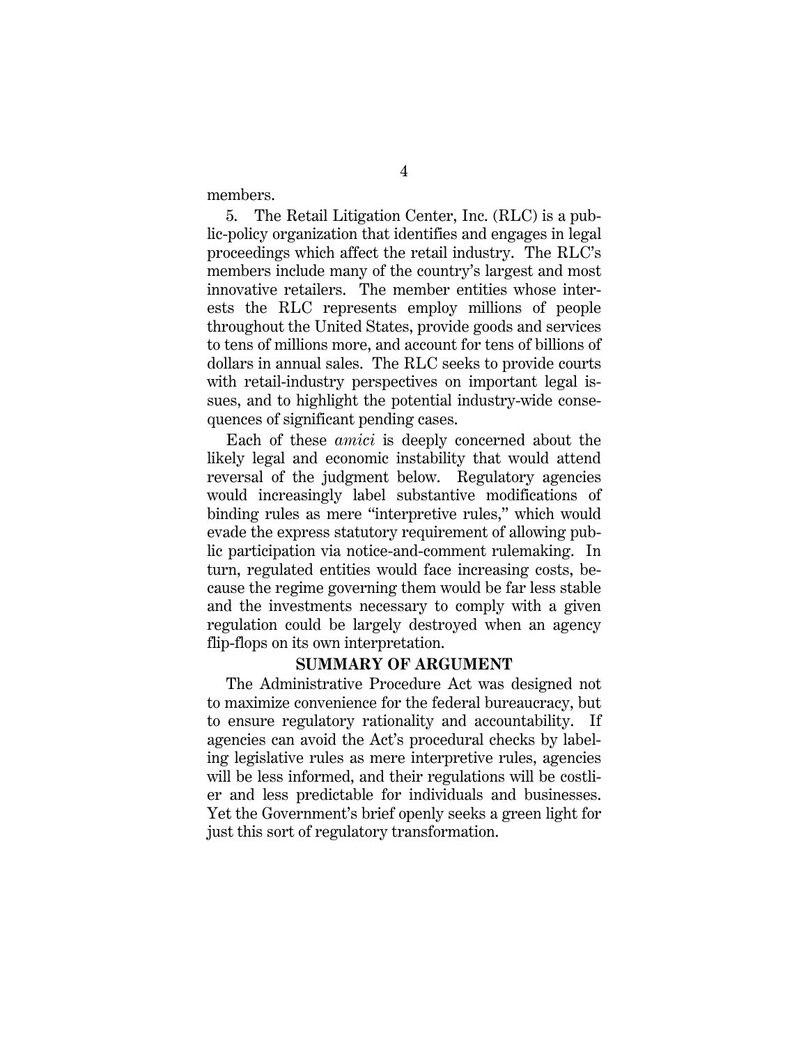members.

5. The Retail Litigation Center, Inc. (RLC) is a public-policy organization that identifies and engages in legal proceedings which affect the retail industry. The RLC's members include many of the country's largest and most innovative retailers. The member entities whose interests the RLC represents employ millions of people throughout the United States, provide goods and services to tens of millions more, and account for tens of billions of dollars in annual sales. The RLC seeks to provide courts with retail-industry perspectives on important legal issues, and to highlight the potential industry-wide consequences of significant pending cases.

Each of these *amici* is deeply concerned about the likely legal and economic instability that would attend reversal of the judgment below. Regulatory agencies would increasingly label substantive modifications of binding rules as mere "interpretive rules," which would evade the express statutory requirement of allowing public participation via notice-and-comment rulemaking. In turn, regulated entities would face increasing costs, because the regime governing them would be far less stable and the investments necessary to comply with a given regulation could be largely destroyed when an agency flip-flops on its own interpretation.

## SUMMARY OF ARGUMENT

The Administrative Procedure Act was designed not to maximize convenience for the federal bureaucracy, but to ensure regulatory rationality and accountability. If agencies can avoid the Act's procedural checks by labeling legislative rules as mere interpretive rules, agencies will be less informed, and their regulations will be costlier and less predictable for individuals and businesses. Yet the Government's brief openly seeks a green light for just this sort of regulatory transformation.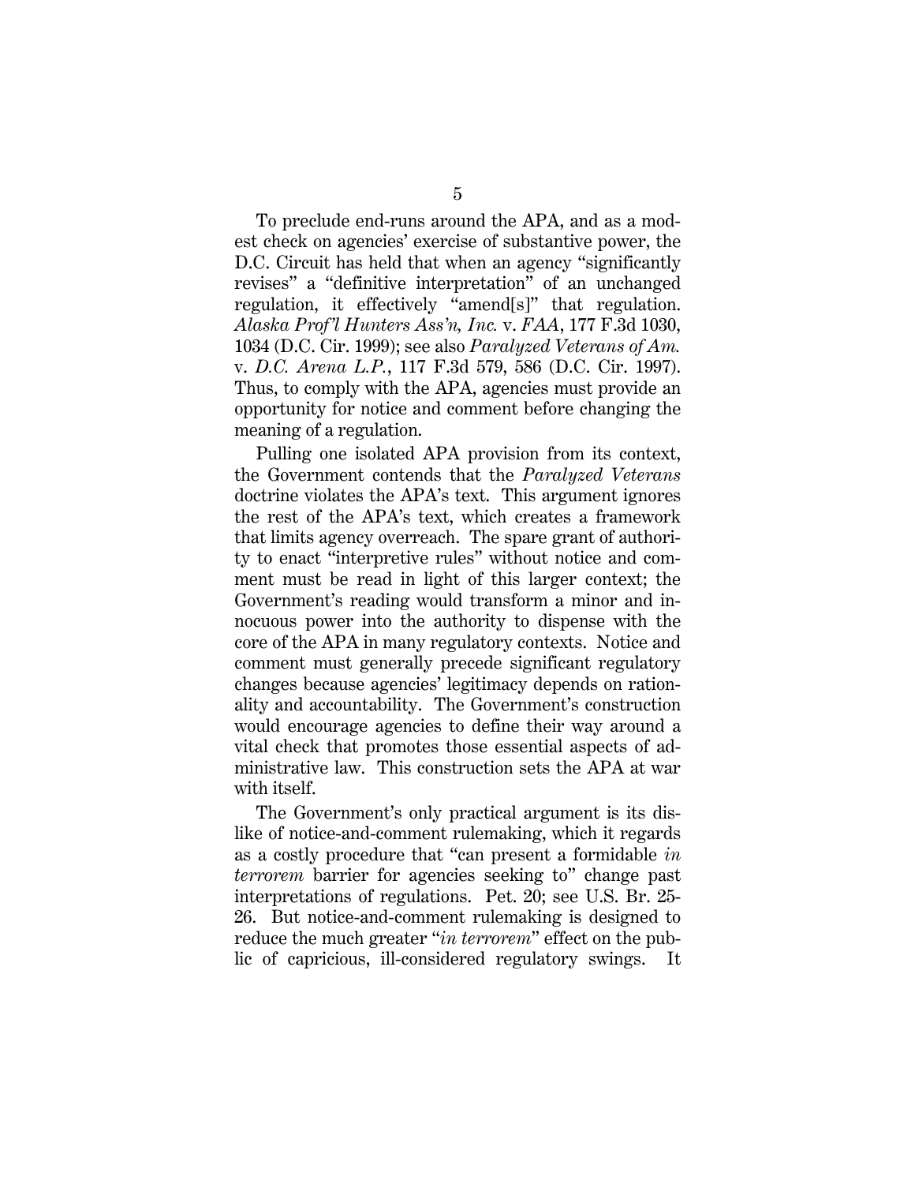To preclude end-runs around the APA, and as a modest check on agencies' exercise of substantive power, the D.C. Circuit has held that when an agency "significantly revises" a "definitive interpretation" of an unchanged regulation, it effectively "amend[s]" that regulation. *Alaska Prof'l Hunters Ass'n, Inc.* v. *FAA*, 177 F.3d 1030, 1034 (D.C. Cir. 1999); see also *Paralyzed Veterans of Am.* v. *D.C. Arena L.P.*, 117 F.3d 579, 586 (D.C. Cir. 1997). Thus, to comply with the APA, agencies must provide an opportunity for notice and comment before changing the meaning of a regulation.

Pulling one isolated APA provision from its context, the Government contends that the *Paralyzed Veterans* doctrine violates the APA's text. This argument ignores the rest of the APA's text, which creates a framework that limits agency overreach. The spare grant of authority to enact "interpretive rules" without notice and comment must be read in light of this larger context; the Government's reading would transform a minor and innocuous power into the authority to dispense with the core of the APA in many regulatory contexts. Notice and comment must generally precede significant regulatory changes because agencies' legitimacy depends on rationality and accountability. The Government's construction would encourage agencies to define their way around a vital check that promotes those essential aspects of administrative law. This construction sets the APA at war with itself.

The Government's only practical argument is its dislike of notice-and-comment rulemaking, which it regards as a costly procedure that "can present a formidable *in terrorem* barrier for agencies seeking to" change past interpretations of regulations. Pet. 20; see U.S. Br. 25-26. But notice-and-comment rulemaking is designed to reduce the much greater "*in terrorem*" effect on the public of capricious, ill-considered regulatory swings. It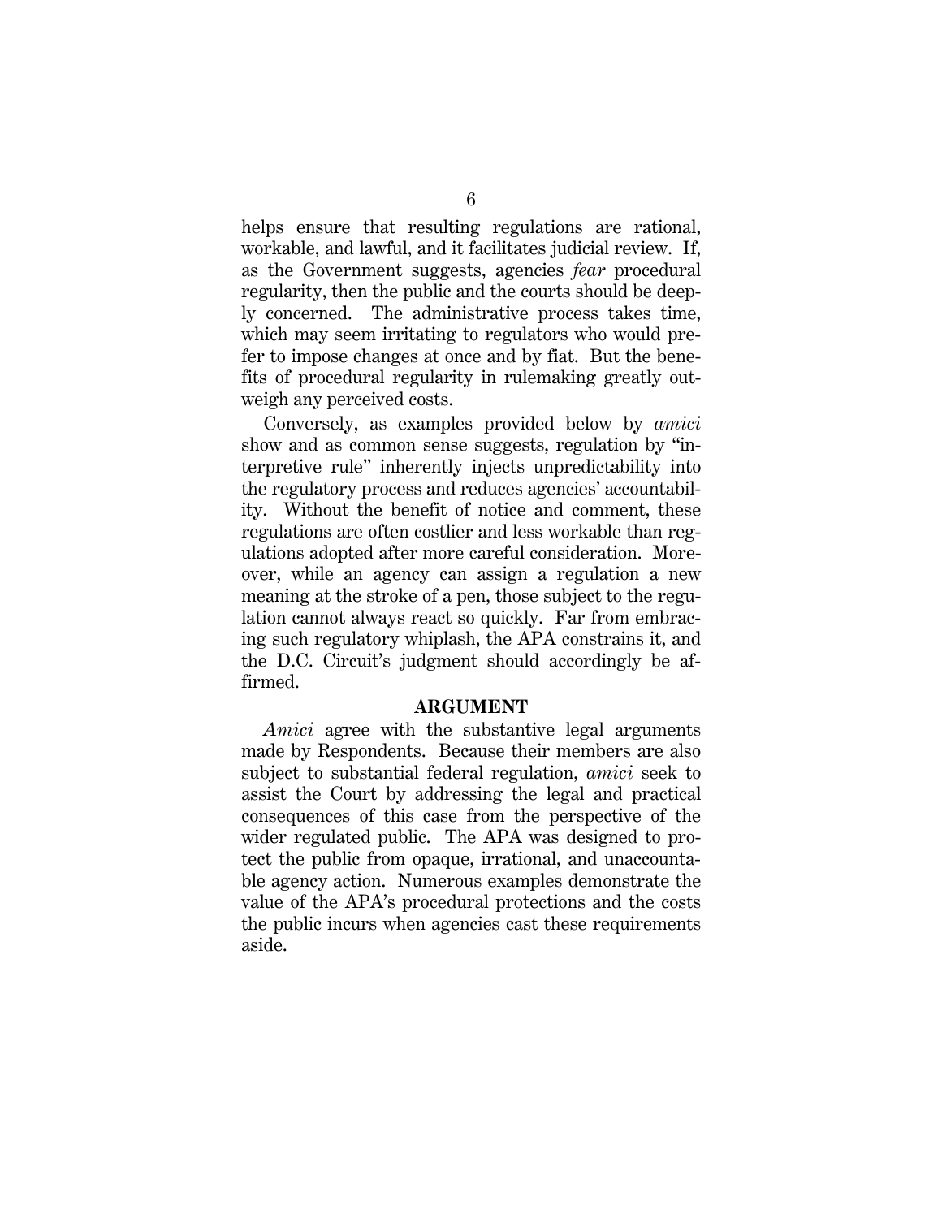helps ensure that resulting regulations are rational, workable, and lawful, and it facilitates judicial review. If, as the Government suggests, agencies *fear* procedural regularity, then the public and the courts should be deeply concerned. The administrative process takes time, which may seem irritating to regulators who would prefer to impose changes at once and by fiat. But the benefits of procedural regularity in rulemaking greatly outweigh any perceived costs.

Conversely, as examples provided below by *amici* show and as common sense suggests, regulation by "interpretive rule" inherently injects unpredictability into the regulatory process and reduces agencies' accountability. Without the benefit of notice and comment, these regulations are often costlier and less workable than regulations adopted after more careful consideration. Moreover, while an agency can assign a regulation a new meaning at the stroke of a pen, those subject to the regulation cannot always react so quickly. Far from embracing such regulatory whiplash, the APA constrains it, and the D.C. Circuit's judgment should accordingly be affirmed.

## ARGUMENT

*Amici* agree with the substantive legal arguments made by Respondents. Because their members are also subject to substantial federal regulation, *amici* seek to assist the Court by addressing the legal and practical consequences of this case from the perspective of the wider regulated public. The APA was designed to protect the public from opaque, irrational, and unaccountable agency action. Numerous examples demonstrate the value of the APA's procedural protections and the costs the public incurs when agencies cast these requirements aside.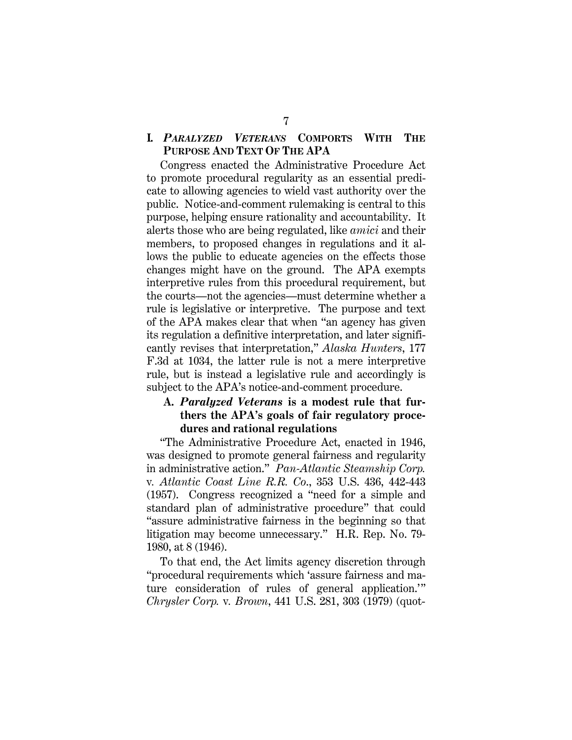## I. *PARALYZED VETERANS* COMPORTS WITH THE PURPOSE AND TEXT OF THE APA

Congress enacted the Administrative Procedure Act to promote procedural regularity as an essential predicate to allowing agencies to wield vast authority over the public. Notice-and-comment rulemaking is central to this purpose, helping ensure rationality and accountability. It alerts those who are being regulated, like *amici* and their members, to proposed changes in regulations and it allows the public to educate agencies on the effects those changes might have on the ground. The APA exempts interpretive rules from this procedural requirement, but the courts—not the agencies—must determine whether a rule is legislative or interpretive. The purpose and text of the APA makes clear that when "an agency has given its regulation a definitive interpretation, and later significantly revises that interpretation," *Alaska Hunters*, 177 F.3d at 1034, the latter rule is not a mere interpretive rule, but is instead a legislative rule and accordingly is subject to the APA's notice-and-comment procedure.

### A. *Paralyzed Veterans* is a modest rule that furthers the APA's goals of fair regulatory procedures and rational regulations

"The Administrative Procedure Act, enacted in 1946, was designed to promote general fairness and regularity in administrative action." *Pan-Atlantic Steamship Corp.* v. *Atlantic Coast Line R.R. Co.*, 353 U.S. 436, 442-443 (1957). Congress recognized a "need for a simple and standard plan of administrative procedure" that could "assure administrative fairness in the beginning so that litigation may become unnecessary." H.R. Rep. No. 79-1980, at 8 (1946).

To that end, the Act limits agency discretion through "procedural requirements which 'assure fairness and mature consideration of rules of general application.'" *Chrysler Corp.* v. *Brown*, 441 U.S. 281, 303 (1979) (quot-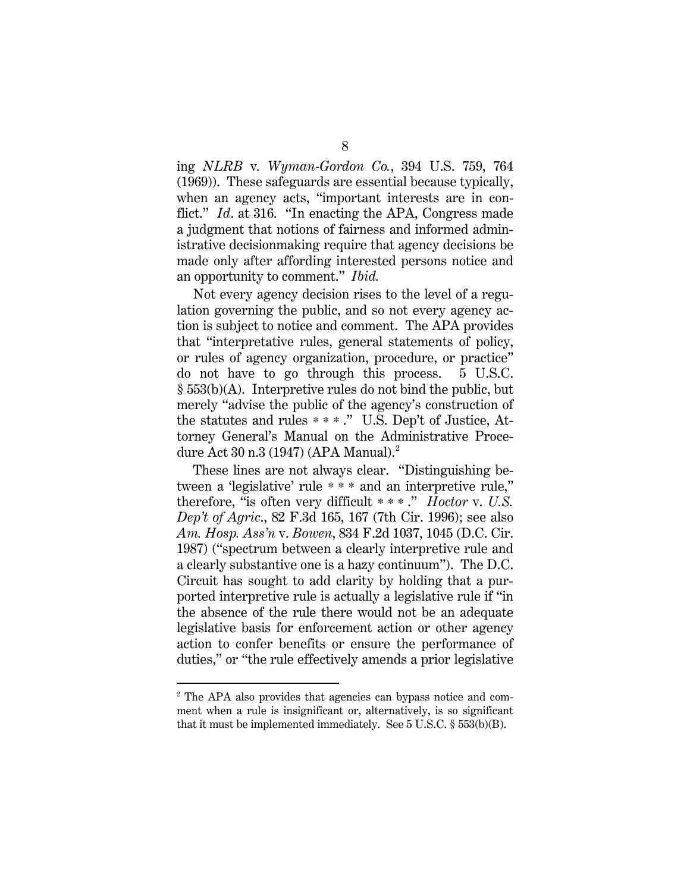ing *NLRB* v. *Wyman-Gordon Co.*, 394 U.S. 759, 764 (1969)). These safeguards are essential because typically, when an agency acts, "important interests are in conflict." *Id*. at 316. "In enacting the APA, Congress made a judgment that notions of fairness and informed administrative decisionmaking require that agency decisions be made only after affording interested persons notice and an opportunity to comment." *Ibid.*

Not every agency decision rises to the level of a regulation governing the public, and so not every agency action is subject to notice and comment. The APA provides that "interpretative rules, general statements of policy, or rules of agency organization, procedure, or practice" do not have to go through this process. 5 U.S.C. § 553(b)(A). Interpretive rules do not bind the public, but merely "advise the public of the agency's construction of the statutes and rules * * * ." U.S. Dep't of Justice, Attorney General's Manual on the Administrative Procedure Act 30 n.3 (1947) (APA Manual).[2]

These lines are not always clear. "Distinguishing between a 'legislative' rule * * * and an interpretive rule," therefore, "is often very difficult * * * ." *Hoctor* v. *U.S. Dep't of Agric.*, 82 F.3d 165, 167 (7th Cir. 1996); see also *Am. Hosp. Ass'n* v. *Bowen*, 834 F.2d 1037, 1045 (D.C. Cir. 1987) ("spectrum between a clearly interpretive rule and a clearly substantive one is a hazy continuum"). The D.C. Circuit has sought to add clarity by holding that a purported interpretive rule is actually a legislative rule if "in the absence of the rule there would not be an adequate legislative basis for enforcement action or other agency action to confer benefits or ensure the performance of duties," or "the rule effectively amends a prior legislative

---

[2] The APA also provides that agencies can bypass notice and comment when a rule is insignificant or, alternatively, is so significant that it must be implemented immediately. See 5 U.S.C. § 553(b)(B).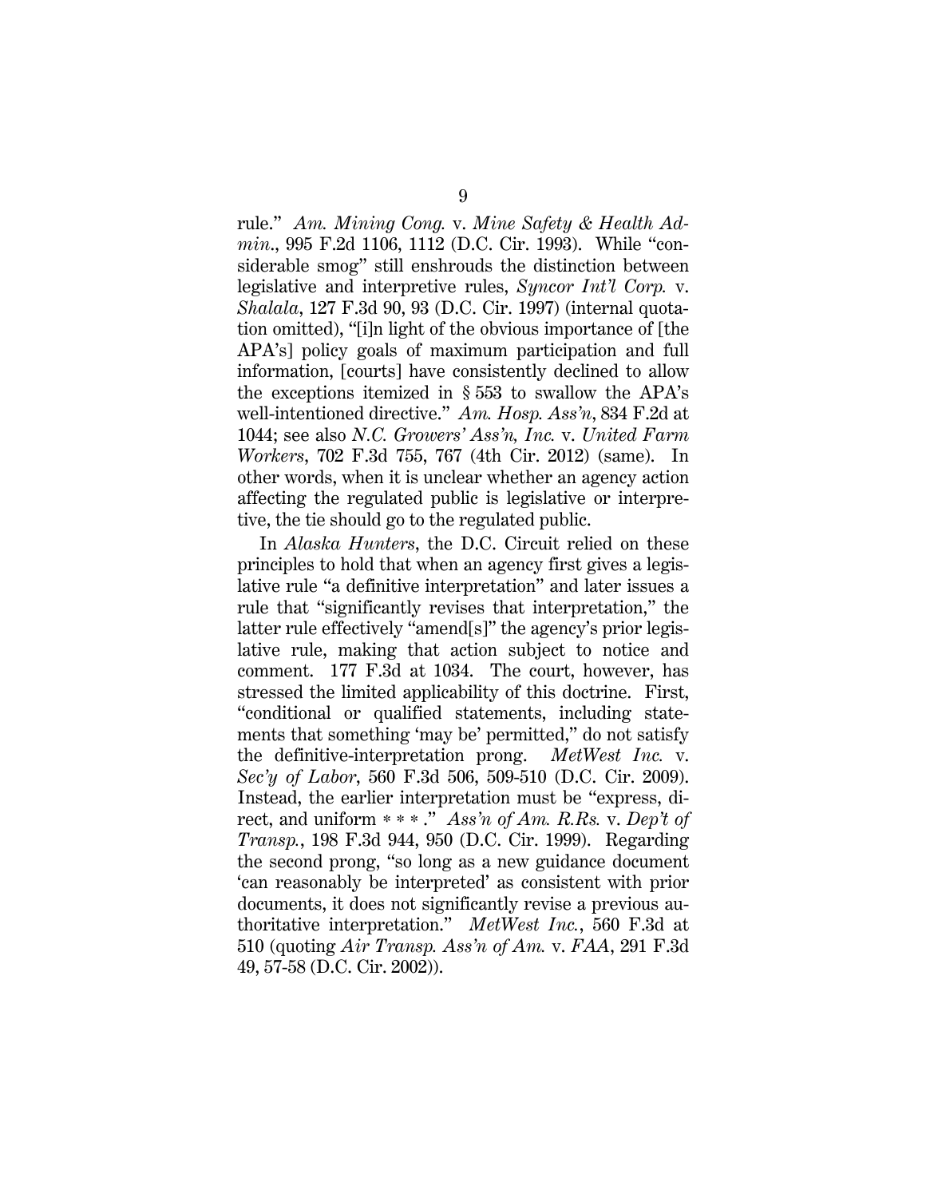rule." *Am. Mining Cong.* v. *Mine Safety & Health Admin.*, 995 F.2d 1106, 1112 (D.C. Cir. 1993). While "considerable smog" still enshrouds the distinction between legislative and interpretive rules, *Syncor Int'l Corp.* v. *Shalala*, 127 F.3d 90, 93 (D.C. Cir. 1997) (internal quotation omitted), "[i]n light of the obvious importance of [the APA's] policy goals of maximum participation and full information, [courts] have consistently declined to allow the exceptions itemized in § 553 to swallow the APA's well-intentioned directive." *Am. Hosp. Ass'n*, 834 F.2d at 1044; see also *N.C. Growers' Ass'n, Inc.* v. *United Farm Workers*, 702 F.3d 755, 767 (4th Cir. 2012) (same). In other words, when it is unclear whether an agency action affecting the regulated public is legislative or interpretive, the tie should go to the regulated public.

In *Alaska Hunters*, the D.C. Circuit relied on these principles to hold that when an agency first gives a legislative rule "a definitive interpretation" and later issues a rule that "significantly revises that interpretation," the latter rule effectively "amend[s]" the agency's prior legislative rule, making that action subject to notice and comment. 177 F.3d at 1034. The court, however, has stressed the limited applicability of this doctrine. First, "conditional or qualified statements, including statements that something 'may be' permitted," do not satisfy the definitive-interpretation prong. *MetWest Inc.* v. *Sec'y of Labor*, 560 F.3d 506, 509-510 (D.C. Cir. 2009). Instead, the earlier interpretation must be "express, direct, and uniform * * * ." *Ass'n of Am. R.Rs.* v. *Dep't of Transp.*, 198 F.3d 944, 950 (D.C. Cir. 1999). Regarding the second prong, "so long as a new guidance document 'can reasonably be interpreted' as consistent with prior documents, it does not significantly revise a previous authoritative interpretation." *MetWest Inc.*, 560 F.3d at 510 (quoting *Air Transp. Ass'n of Am.* v. *FAA*, 291 F.3d 49, 57-58 (D.C. Cir. 2002)).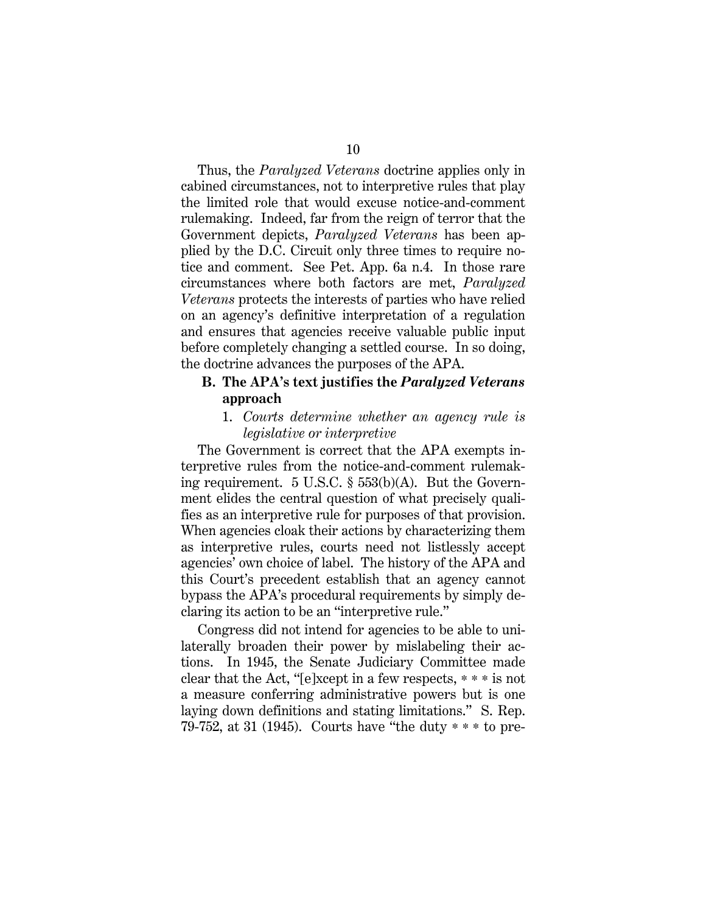Thus, the *Paralyzed Veterans* doctrine applies only in cabined circumstances, not to interpretive rules that play the limited role that would excuse notice-and-comment rulemaking. Indeed, far from the reign of terror that the Government depicts, *Paralyzed Veterans* has been applied by the D.C. Circuit only three times to require notice and comment. See Pet. App. 6a n.4. In those rare circumstances where both factors are met, *Paralyzed Veterans* protects the interests of parties who have relied on an agency's definitive interpretation of a regulation and ensures that agencies receive valuable public input before completely changing a settled course. In so doing, the doctrine advances the purposes of the APA.

### B. The APA's text justifies the *Paralyzed Veterans* approach

#### 1. *Courts determine whether an agency rule is legislative or interpretive*

The Government is correct that the APA exempts interpretive rules from the notice-and-comment rulemaking requirement. 5 U.S.C. § 553(b)(A). But the Government elides the central question of what precisely qualifies as an interpretive rule for purposes of that provision. When agencies cloak their actions by characterizing them as interpretive rules, courts need not listlessly accept agencies' own choice of label. The history of the APA and this Court's precedent establish that an agency cannot bypass the APA's procedural requirements by simply declaring its action to be an "interpretive rule."

Congress did not intend for agencies to be able to unilaterally broaden their power by mislabeling their actions. In 1945, the Senate Judiciary Committee made clear that the Act, "[e]xcept in a few respects, * * * is not a measure conferring administrative powers but is one laying down definitions and stating limitations." S. Rep. 79-752, at 31 (1945). Courts have "the duty * * * to pre-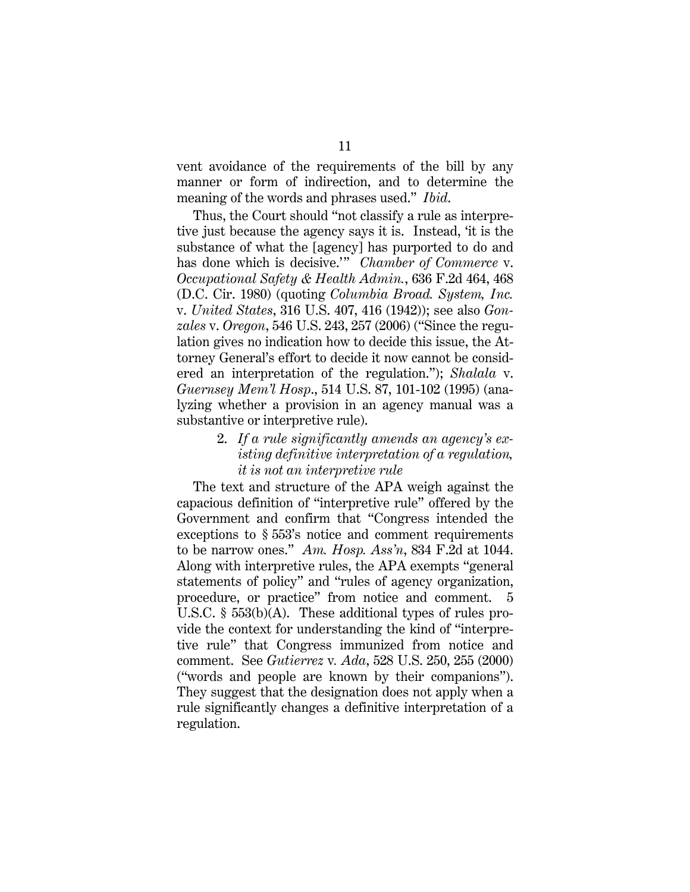vent avoidance of the requirements of the bill by any manner or form of indirection, and to determine the meaning of the words and phrases used." *Ibid.*

Thus, the Court should "not classify a rule as interpretive just because the agency says it is. Instead, 'it is the substance of what the [agency] has purported to do and has done which is decisive.'" *Chamber of Commerce* v. *Occupational Safety & Health Admin.*, 636 F.2d 464, 468 (D.C. Cir. 1980) (quoting *Columbia Broad. System, Inc.* v. *United States*, 316 U.S. 407, 416 (1942)); see also *Gonzales* v. *Oregon*, 546 U.S. 243, 257 (2006) ("Since the regulation gives no indication how to decide this issue, the Attorney General's effort to decide it now cannot be considered an interpretation of the regulation."); *Shalala* v. *Guernsey Mem'l Hosp.*, 514 U.S. 87, 101-102 (1995) (analyzing whether a provision in an agency manual was a substantive or interpretive rule).

### 2. *If a rule significantly amends an agency's existing definitive interpretation of a regulation, it is not an interpretive rule*

The text and structure of the APA weigh against the capacious definition of "interpretive rule" offered by the Government and confirm that "Congress intended the exceptions to § 553's notice and comment requirements to be narrow ones." *Am. Hosp. Ass'n*, 834 F.2d at 1044. Along with interpretive rules, the APA exempts "general statements of policy" and "rules of agency organization, procedure, or practice" from notice and comment. 5 U.S.C. § 553(b)(A). These additional types of rules provide the context for understanding the kind of "interpretive rule" that Congress immunized from notice and comment. See *Gutierrez* v. *Ada*, 528 U.S. 250, 255 (2000) ("words and people are known by their companions"). They suggest that the designation does not apply when a rule significantly changes a definitive interpretation of a regulation.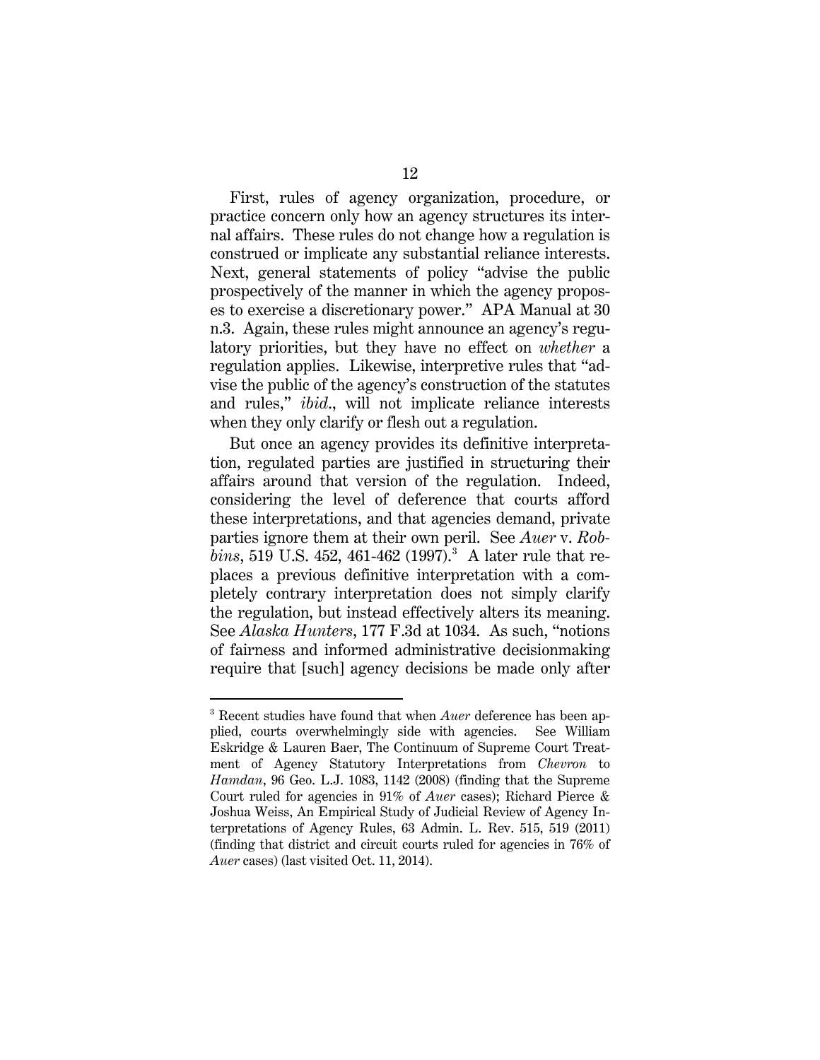First, rules of agency organization, procedure, or practice concern only how an agency structures its internal affairs. These rules do not change how a regulation is construed or implicate any substantial reliance interests. Next, general statements of policy "advise the public prospectively of the manner in which the agency proposes to exercise a discretionary power." APA Manual at 30 n.3. Again, these rules might announce an agency's regulatory priorities, but they have no effect on *whether* a regulation applies. Likewise, interpretive rules that "advise the public of the agency's construction of the statutes and rules," *ibid*., will not implicate reliance interests when they only clarify or flesh out a regulation.

But once an agency provides its definitive interpretation, regulated parties are justified in structuring their affairs around that version of the regulation. Indeed, considering the level of deference that courts afford these interpretations, and that agencies demand, private parties ignore them at their own peril. See *Auer* v. *Robbins*, 519 U.S. 452, 461-462 (1997).[3] A later rule that replaces a previous definitive interpretation with a completely contrary interpretation does not simply clarify the regulation, but instead effectively alters its meaning. See *Alaska Hunters*, 177 F.3d at 1034. As such, "notions of fairness and informed administrative decisionmaking require that [such] agency decisions be made only after

[3] Recent studies have found that when *Auer* deference has been applied, courts overwhelmingly side with agencies. See William Eskridge & Lauren Baer, The Continuum of Supreme Court Treatment of Agency Statutory Interpretations from *Chevron* to *Hamdan*, 96 Geo. L.J. 1083, 1142 (2008) (finding that the Supreme Court ruled for agencies in 91% of *Auer* cases); Richard Pierce & Joshua Weiss, An Empirical Study of Judicial Review of Agency Interpretations of Agency Rules, 63 Admin. L. Rev. 515, 519 (2011) (finding that district and circuit courts ruled for agencies in 76% of *Auer* cases) (last visited Oct. 11, 2014).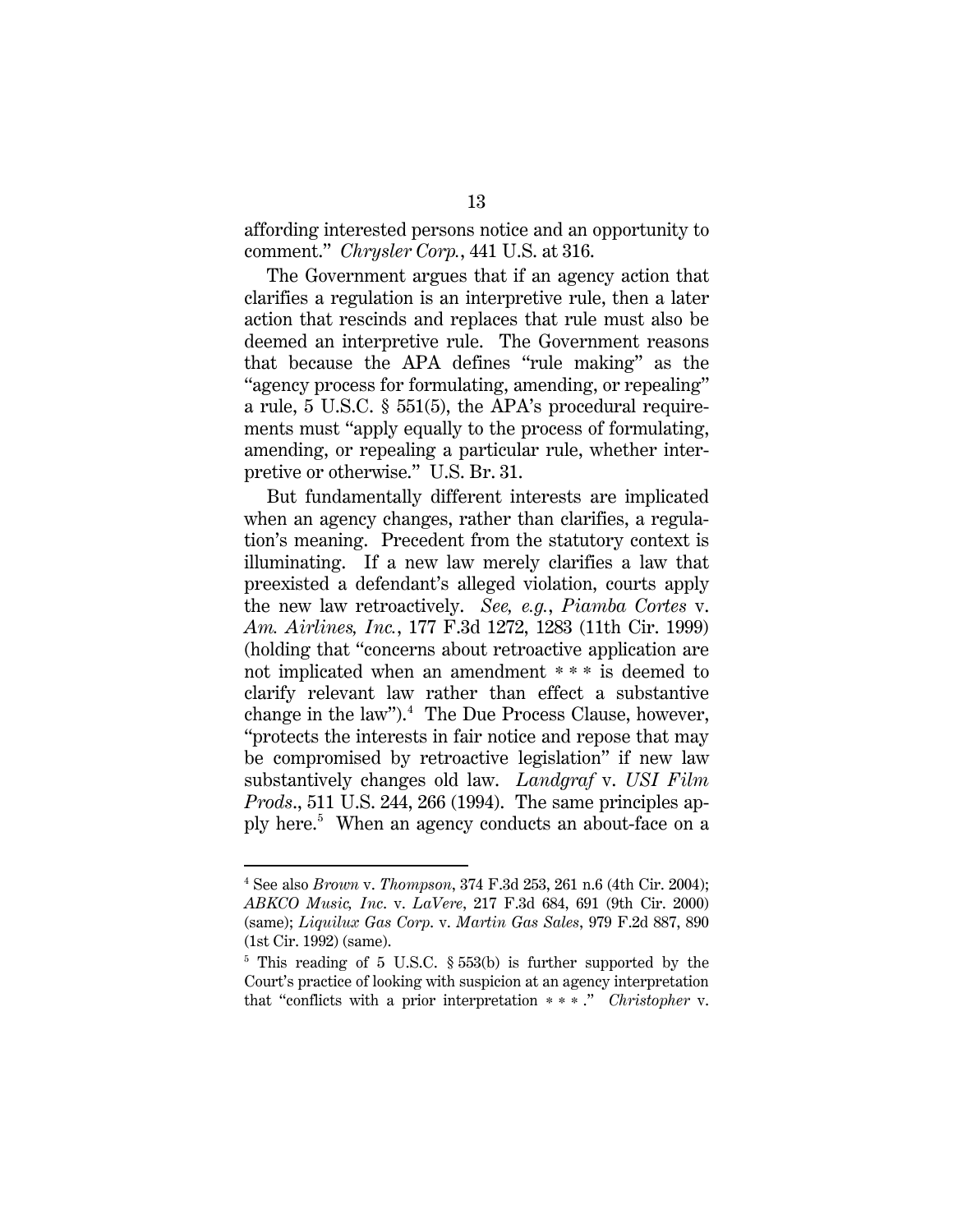affording interested persons notice and an opportunity to comment." *Chrysler Corp.*, 441 U.S. at 316.

The Government argues that if an agency action that clarifies a regulation is an interpretive rule, then a later action that rescinds and replaces that rule must also be deemed an interpretive rule. The Government reasons that because the APA defines "rule making" as the "agency process for formulating, amending, or repealing" a rule, 5 U.S.C. § 551(5), the APA's procedural requirements must "apply equally to the process of formulating, amending, or repealing a particular rule, whether interpretive or otherwise." U.S. Br. 31.

But fundamentally different interests are implicated when an agency changes, rather than clarifies, a regulation's meaning. Precedent from the statutory context is illuminating. If a new law merely clarifies a law that preexisted a defendant's alleged violation, courts apply the new law retroactively. *See, e.g.*, *Piamba Cortes* v. *Am. Airlines, Inc.*, 177 F.3d 1272, 1283 (11th Cir. 1999) (holding that "concerns about retroactive application are not implicated when an amendment * * * is deemed to clarify relevant law rather than effect a substantive change in the law").[4] The Due Process Clause, however, "protects the interests in fair notice and repose that may be compromised by retroactive legislation" if new law substantively changes old law. *Landgraf* v. *USI Film Prods*., 511 U.S. 244, 266 (1994). The same principles apply here.[5] When an agency conducts an about-face on a

---

[4] See also *Brown* v. *Thompson*, 374 F.3d 253, 261 n.6 (4th Cir. 2004); *ABKCO Music, Inc*. v. *LaVere*, 217 F.3d 684, 691 (9th Cir. 2000) (same); *Liquilux Gas Corp*. v. *Martin Gas Sales*, 979 F.2d 887, 890 (1st Cir. 1992) (same).

[5] This reading of 5 U.S.C. § 553(b) is further supported by the Court's practice of looking with suspicion at an agency interpretation that "conflicts with a prior interpretation * * * ." *Christopher* v.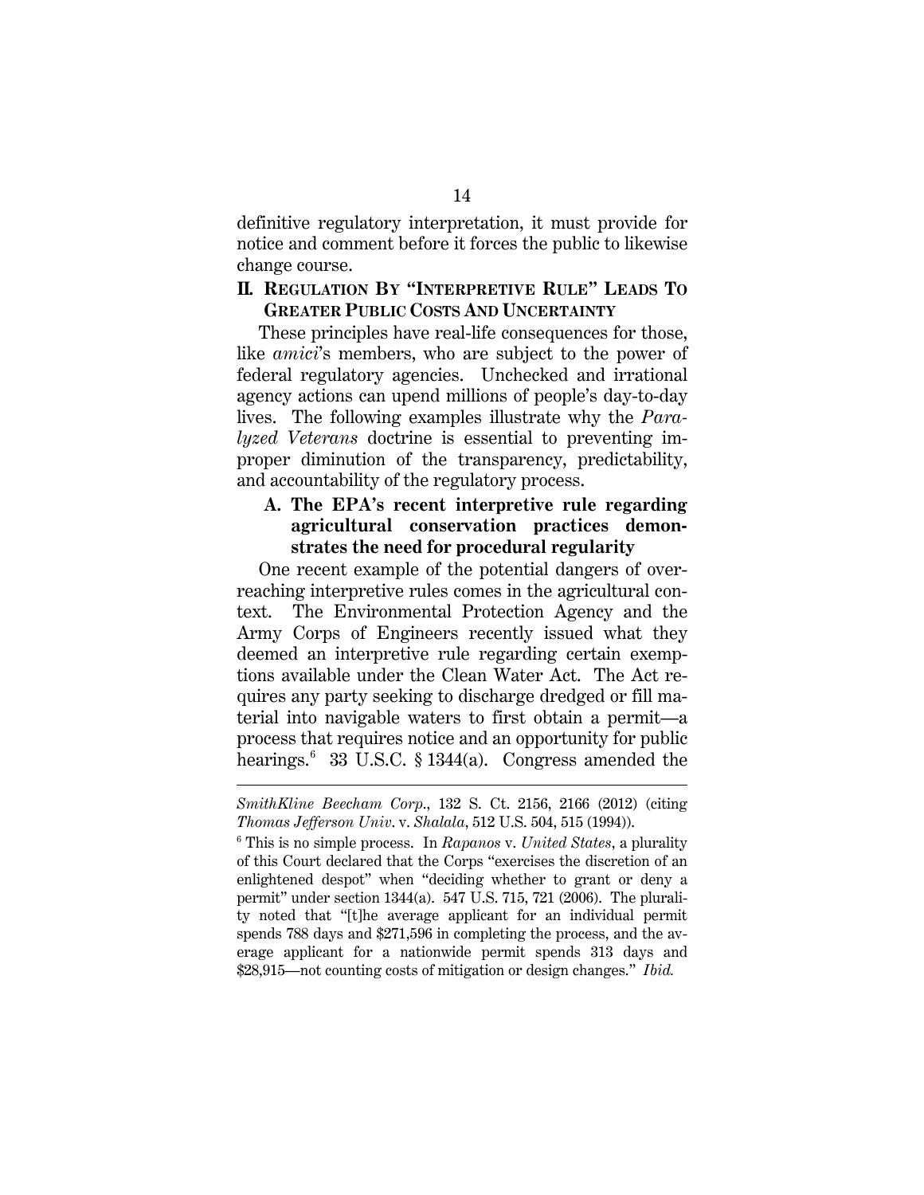definitive regulatory interpretation, it must provide for notice and comment before it forces the public to likewise change course.

## II. REGULATION BY "INTERPRETIVE RULE" LEADS TO GREATER PUBLIC COSTS AND UNCERTAINTY

These principles have real-life consequences for those, like *amici*'s members, who are subject to the power of federal regulatory agencies. Unchecked and irrational agency actions can upend millions of people's day-to-day lives. The following examples illustrate why the *Paralyzed Veterans* doctrine is essential to preventing improper diminution of the transparency, predictability, and accountability of the regulatory process.

### A. The EPA's recent interpretive rule regarding agricultural conservation practices demonstrates the need for procedural regularity

One recent example of the potential dangers of overreaching interpretive rules comes in the agricultural context. The Environmental Protection Agency and the Army Corps of Engineers recently issued what they deemed an interpretive rule regarding certain exemptions available under the Clean Water Act. The Act requires any party seeking to discharge dredged or fill material into navigable waters to first obtain a permit—a process that requires notice and an opportunity for public hearings.[6] 33 U.S.C. § 1344(a). Congress amended the

---

*SmithKline Beecham Corp.*, 132 S. Ct. 2156, 2166 (2012) (citing *Thomas Jefferson Univ.* v. *Shalala*, 512 U.S. 504, 515 (1994)).

[6] This is no simple process. In *Rapanos* v. *United States*, a plurality of this Court declared that the Corps "exercises the discretion of an enlightened despot" when "deciding whether to grant or deny a permit" under section 1344(a). 547 U.S. 715, 721 (2006). The plurality noted that "[t]he average applicant for an individual permit spends 788 days and $271,596 in completing the process, and the average applicant for a nationwide permit spends 313 days and $28,915—not counting costs of mitigation or design changes." *Ibid.*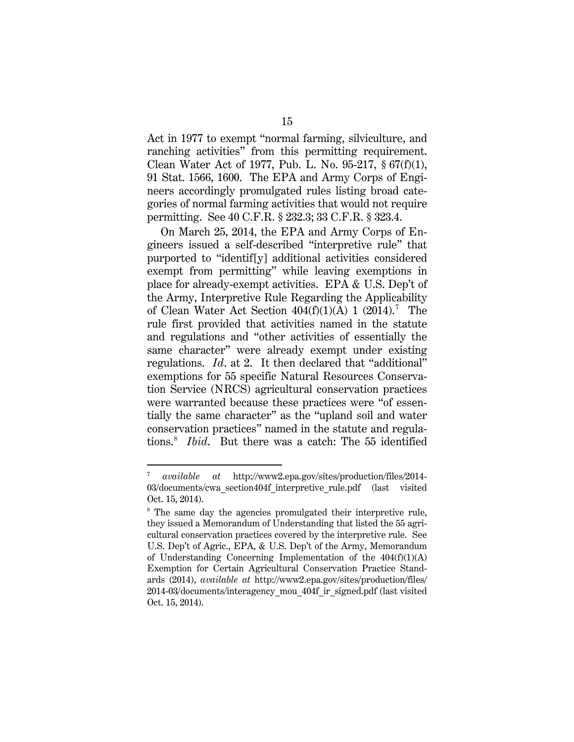Act in 1977 to exempt "normal farming, silviculture, and ranching activities" from this permitting requirement. Clean Water Act of 1977, Pub. L. No. 95-217, § 67(f)(1), 91 Stat. 1566, 1600. The EPA and Army Corps of Engineers accordingly promulgated rules listing broad categories of normal farming activities that would not require permitting. See 40 C.F.R. § 232.3; 33 C.F.R. § 323.4.

On March 25, 2014, the EPA and Army Corps of Engineers issued a self-described "interpretive rule" that purported to "identif[y] additional activities considered exempt from permitting" while leaving exemptions in place for already-exempt activities. EPA & U.S. Dep't of the Army, Interpretive Rule Regarding the Applicability of Clean Water Act Section 404(f)(1)(A) 1 (2014).[7] The rule first provided that activities named in the statute and regulations and "other activities of essentially the same character" were already exempt under existing regulations. *Id*. at 2. It then declared that "additional" exemptions for 55 specific Natural Resources Conservation Service (NRCS) agricultural conservation practices were warranted because these practices were "of essentially the same character" as the "upland soil and water conservation practices" named in the statute and regulations.[8] *Ibid*. But there was a catch: The 55 identified

---

[7] *available at* http://www2.epa.gov/sites/production/files/2014-03/documents/cwa_section404f_interpretive_rule.pdf (last visited Oct. 15, 2014).

[8] The same day the agencies promulgated their interpretive rule, they issued a Memorandum of Understanding that listed the 55 agricultural conservation practices covered by the interpretive rule. See U.S. Dep't of Agric., EPA, & U.S. Dep't of the Army, Memorandum of Understanding Concerning Implementation of the 404(f)(1)(A) Exemption for Certain Agricultural Conservation Practice Standards (2014), *available at* http://www2.epa.gov/sites/production/files/2014-03/documents/interagency_mou_404f_ir_signed.pdf (last visited Oct. 15, 2014).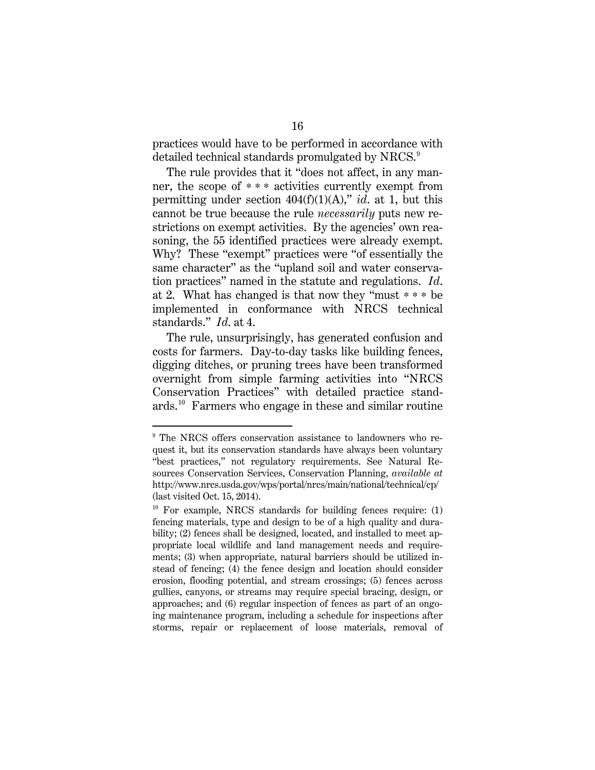practices would have to be performed in accordance with detailed technical standards promulgated by NRCS.[9]

The rule provides that it "does not affect, in any manner, the scope of * * * activities currently exempt from permitting under section 404(f)(1)(A)," *id.* at 1, but this cannot be true because the rule *necessarily* puts new restrictions on exempt activities. By the agencies' own reasoning, the 55 identified practices were already exempt. Why? These "exempt" practices were "of essentially the same character" as the "upland soil and water conservation practices" named in the statute and regulations. *Id.* at 2. What has changed is that now they "must * * * be implemented in conformance with NRCS technical standards." *Id.* at 4.

The rule, unsurprisingly, has generated confusion and costs for farmers. Day-to-day tasks like building fences, digging ditches, or pruning trees have been transformed overnight from simple farming activities into "NRCS Conservation Practices" with detailed practice standards.[10] Farmers who engage in these and similar routine

---

[9] The NRCS offers conservation assistance to landowners who request it, but its conservation standards have always been voluntary "best practices," not regulatory requirements. See Natural Resources Conservation Services, Conservation Planning, *available at* http://www.nrcs.usda.gov/wps/portal/nrcs/main/national/technical/cp/ (last visited Oct. 15, 2014).

[10] For example, NRCS standards for building fences require: (1) fencing materials, type and design to be of a high quality and durability; (2) fences shall be designed, located, and installed to meet appropriate local wildlife and land management needs and requirements; (3) when appropriate, natural barriers should be utilized instead of fencing; (4) the fence design and location should consider erosion, flooding potential, and stream crossings; (5) fences across gullies, canyons, or streams may require special bracing, design, or approaches; and (6) regular inspection of fences as part of an ongoing maintenance program, including a schedule for inspections after storms, repair or replacement of loose materials, removal of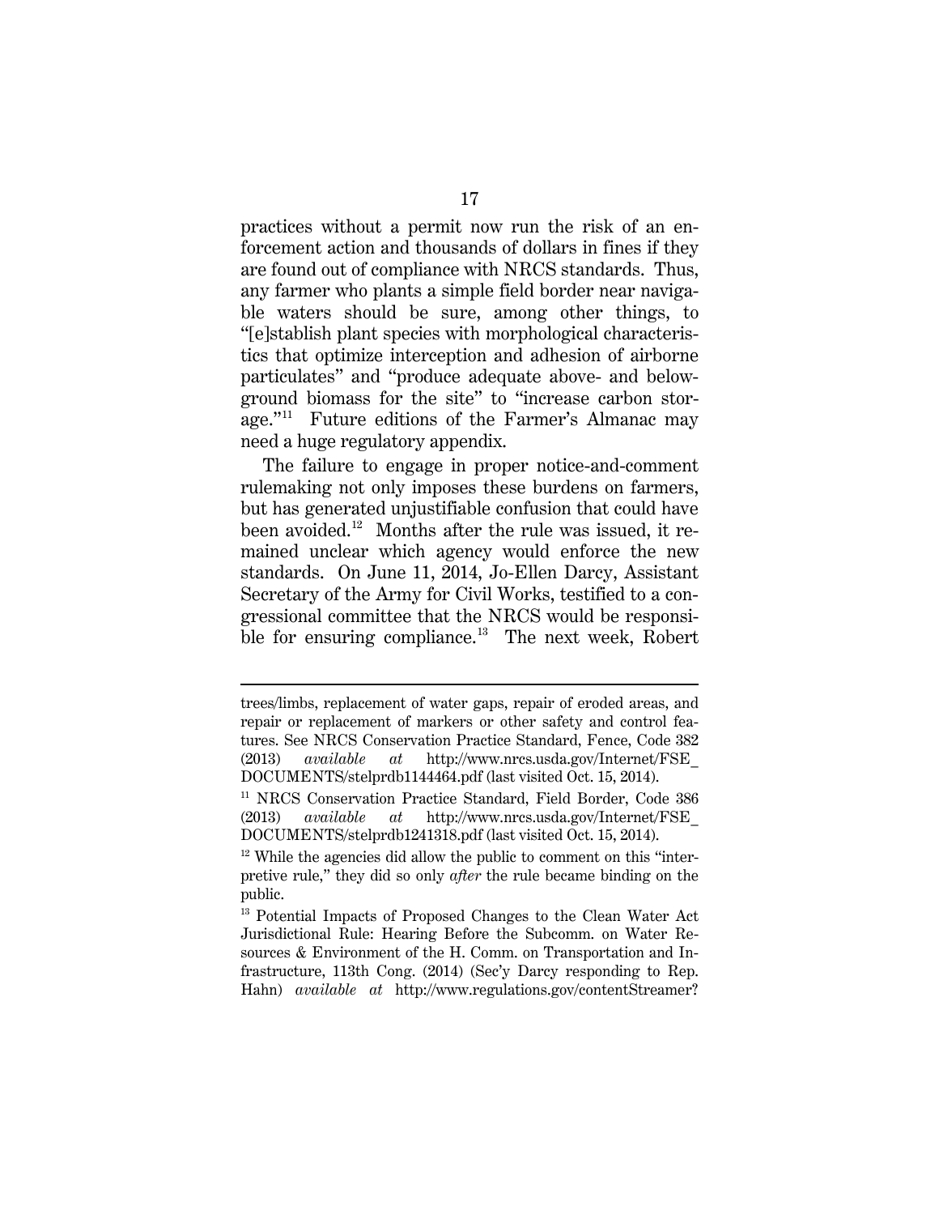practices without a permit now run the risk of an enforcement action and thousands of dollars in fines if they are found out of compliance with NRCS standards. Thus, any farmer who plants a simple field border near navigable waters should be sure, among other things, to "[e]stablish plant species with morphological characteristics that optimize interception and adhesion of airborne particulates" and "produce adequate above- and belowground biomass for the site" to "increase carbon storage."[11] Future editions of the Farmer's Almanac may need a huge regulatory appendix.

The failure to engage in proper notice-and-comment rulemaking not only imposes these burdens on farmers, but has generated unjustifiable confusion that could have been avoided.[12] Months after the rule was issued, it remained unclear which agency would enforce the new standards. On June 11, 2014, Jo-Ellen Darcy, Assistant Secretary of the Army for Civil Works, testified to a congressional committee that the NRCS would be responsible for ensuring compliance.[13] The next week, Robert

---

trees/limbs, replacement of water gaps, repair of eroded areas, and repair or replacement of markers or other safety and control features. See NRCS Conservation Practice Standard, Fence, Code 382 (2013) *available at* http://www.nrcs.usda.gov/Internet/FSE_DOCUMENTS/stelprdb1144464.pdf (last visited Oct. 15, 2014).

[11] NRCS Conservation Practice Standard, Field Border, Code 386 (2013) *available at* http://www.nrcs.usda.gov/Internet/FSE_DOCUMENTS/stelprdb1241318.pdf (last visited Oct. 15, 2014).

[12] While the agencies did allow the public to comment on this "interpretive rule," they did so only *after* the rule became binding on the public.

[13] Potential Impacts of Proposed Changes to the Clean Water Act Jurisdictional Rule: Hearing Before the Subcomm. on Water Resources & Environment of the H. Comm. on Transportation and Infrastructure, 113th Cong. (2014) (Sec'y Darcy responding to Rep. Hahn) *available at* http://www.regulations.gov/contentStreamer?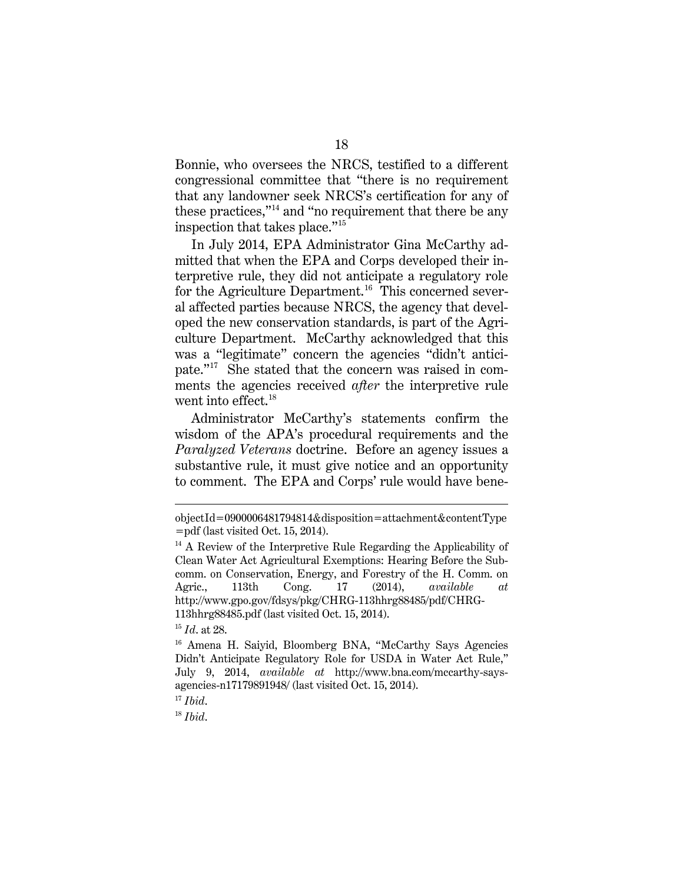Bonnie, who oversees the NRCS, testified to a different congressional committee that "there is no requirement that any landowner seek NRCS's certification for any of these practices,"[14] and "no requirement that there be any inspection that takes place."[15]

In July 2014, EPA Administrator Gina McCarthy admitted that when the EPA and Corps developed their interpretive rule, they did not anticipate a regulatory role for the Agriculture Department.[16] This concerned several affected parties because NRCS, the agency that developed the new conservation standards, is part of the Agriculture Department. McCarthy acknowledged that this was a "legitimate" concern the agencies "didn't anticipate."[17] She stated that the concern was raised in comments the agencies received *after* the interpretive rule went into effect.[18]

Administrator McCarthy's statements confirm the wisdom of the APA's procedural requirements and the *Paralyzed Veterans* doctrine. Before an agency issues a substantive rule, it must give notice and an opportunity to comment. The EPA and Corps' rule would have bene-

---

objectId=0900006481794814&disposition=attachment&contentType=pdf (last visited Oct. 15, 2014).

[14] A Review of the Interpretive Rule Regarding the Applicability of Clean Water Act Agricultural Exemptions: Hearing Before the Subcomm. on Conservation, Energy, and Forestry of the H. Comm. on Agric., 113th Cong. 17 (2014), *available at* http://www.gpo.gov/fdsys/pkg/CHRG-113hhrg88485/pdf/CHRG-113hhrg88485.pdf (last visited Oct. 15, 2014).

[15] *Id*. at 28.

[16] Amena H. Saiyid, Bloomberg BNA, "McCarthy Says Agencies Didn't Anticipate Regulatory Role for USDA in Water Act Rule," July 9, 2014, *available at* http://www.bna.com/mccarthy-says-agencies-n17179891948/ (last visited Oct. 15, 2014).

[17] *Ibid*.

[18] *Ibid*.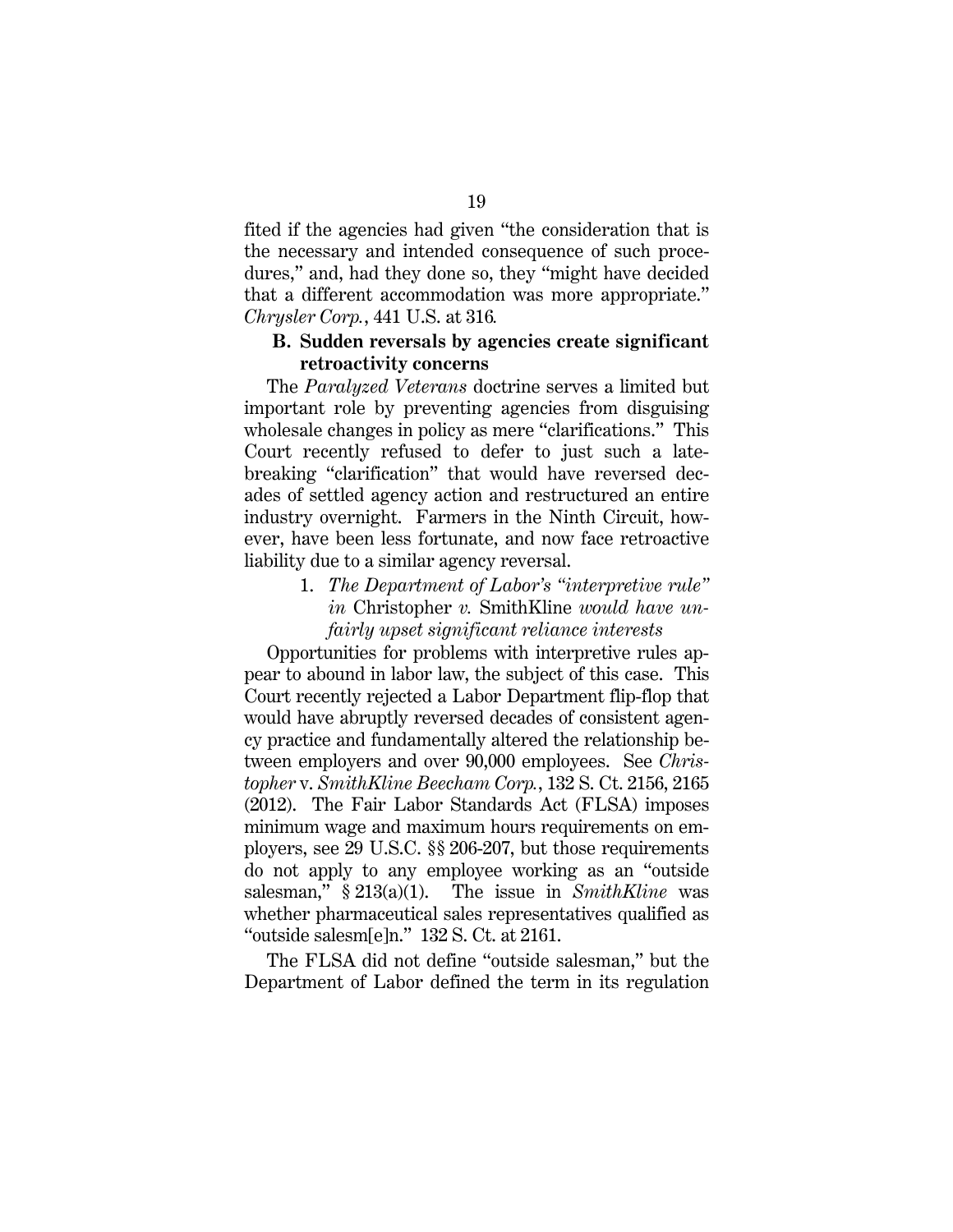fited if the agencies had given "the consideration that is the necessary and intended consequence of such procedures," and, had they done so, they "might have decided that a different accommodation was more appropriate." *Chrysler Corp.*, 441 U.S. at 316.

### B. Sudden reversals by agencies create significant retroactivity concerns

The *Paralyzed Veterans* doctrine serves a limited but important role by preventing agencies from disguising wholesale changes in policy as mere "clarifications." This Court recently refused to defer to just such a late-breaking "clarification" that would have reversed decades of settled agency action and restructured an entire industry overnight. Farmers in the Ninth Circuit, however, have been less fortunate, and now face retroactive liability due to a similar agency reversal.

#### 1. *The Department of Labor's "interpretive rule" in* Christopher *v.* SmithKline *would have unfairly upset significant reliance interests*

Opportunities for problems with interpretive rules appear to abound in labor law, the subject of this case. This Court recently rejected a Labor Department flip-flop that would have abruptly reversed decades of consistent agency practice and fundamentally altered the relationship between employers and over 90,000 employees. See *Christopher* v. *SmithKline Beecham Corp.*, 132 S. Ct. 2156, 2165 (2012). The Fair Labor Standards Act (FLSA) imposes minimum wage and maximum hours requirements on employers, see 29 U.S.C. §§ 206-207, but those requirements do not apply to any employee working as an "outside salesman," § 213(a)(1). The issue in *SmithKline* was whether pharmaceutical sales representatives qualified as "outside salesm[e]n." 132 S. Ct. at 2161.

The FLSA did not define "outside salesman," but the Department of Labor defined the term in its regulation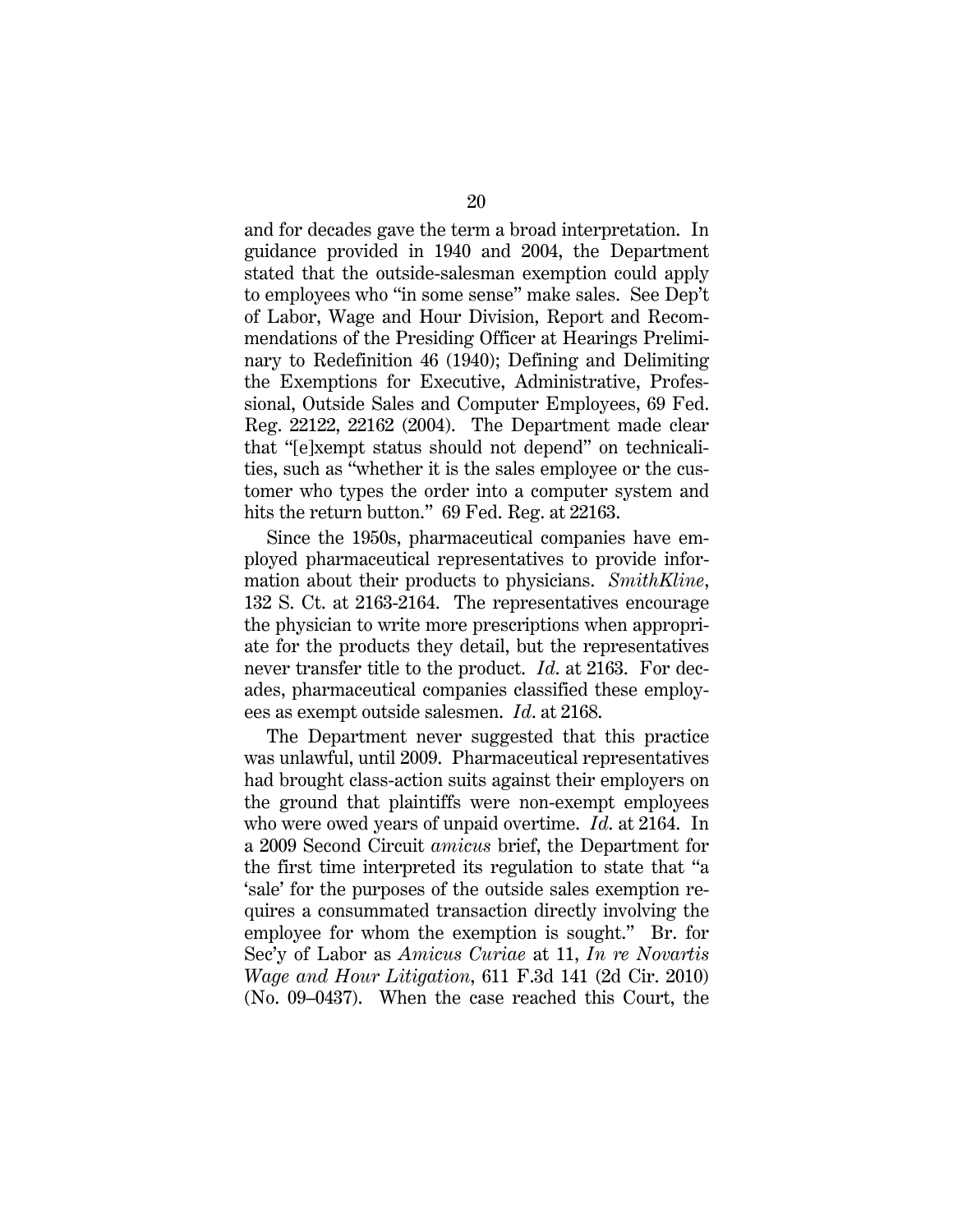and for decades gave the term a broad interpretation. In guidance provided in 1940 and 2004, the Department stated that the outside-salesman exemption could apply to employees who "in some sense" make sales. See Dep't of Labor, Wage and Hour Division, Report and Recommendations of the Presiding Officer at Hearings Preliminary to Redefinition 46 (1940); Defining and Delimiting the Exemptions for Executive, Administrative, Professional, Outside Sales and Computer Employees, 69 Fed. Reg. 22122, 22162 (2004). The Department made clear that "[e]xempt status should not depend" on technicalities, such as "whether it is the sales employee or the customer who types the order into a computer system and hits the return button." 69 Fed. Reg. at 22163.

Since the 1950s, pharmaceutical companies have employed pharmaceutical representatives to provide information about their products to physicians. *SmithKline*, 132 S. Ct. at 2163-2164. The representatives encourage the physician to write more prescriptions when appropriate for the products they detail, but the representatives never transfer title to the product. *Id.* at 2163. For decades, pharmaceutical companies classified these employees as exempt outside salesmen. *Id.* at 2168.

The Department never suggested that this practice was unlawful, until 2009. Pharmaceutical representatives had brought class-action suits against their employers on the ground that plaintiffs were non-exempt employees who were owed years of unpaid overtime. *Id.* at 2164. In a 2009 Second Circuit *amicus* brief, the Department for the first time interpreted its regulation to state that "a 'sale' for the purposes of the outside sales exemption requires a consummated transaction directly involving the employee for whom the exemption is sought." Br. for Sec'y of Labor as *Amicus Curiae* at 11, *In re Novartis Wage and Hour Litigation*, 611 F.3d 141 (2d Cir. 2010) (No. 09–0437). When the case reached this Court, the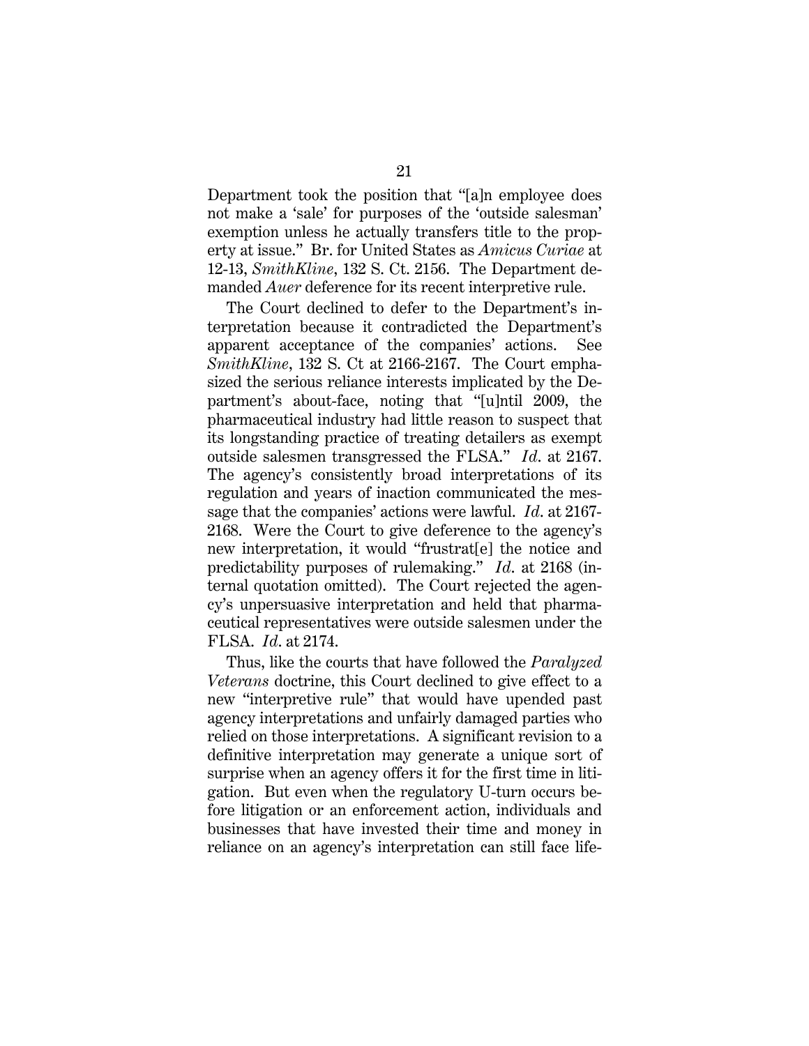Department took the position that "[a]n employee does not make a 'sale' for purposes of the 'outside salesman' exemption unless he actually transfers title to the property at issue." Br. for United States as *Amicus Curiae* at 12-13, *SmithKline*, 132 S. Ct. 2156. The Department demanded *Auer* deference for its recent interpretive rule.

The Court declined to defer to the Department's interpretation because it contradicted the Department's apparent acceptance of the companies' actions. See *SmithKline*, 132 S. Ct at 2166-2167. The Court emphasized the serious reliance interests implicated by the Department's about-face, noting that "[u]ntil 2009, the pharmaceutical industry had little reason to suspect that its longstanding practice of treating detailers as exempt outside salesmen transgressed the FLSA." *Id*. at 2167. The agency's consistently broad interpretations of its regulation and years of inaction communicated the message that the companies' actions were lawful. *Id*. at 2167-2168. Were the Court to give deference to the agency's new interpretation, it would "frustrat[e] the notice and predictability purposes of rulemaking." *Id*. at 2168 (internal quotation omitted). The Court rejected the agency's unpersuasive interpretation and held that pharmaceutical representatives were outside salesmen under the FLSA. *Id*. at 2174.

Thus, like the courts that have followed the *Paralyzed Veterans* doctrine, this Court declined to give effect to a new "interpretive rule" that would have upended past agency interpretations and unfairly damaged parties who relied on those interpretations. A significant revision to a definitive interpretation may generate a unique sort of surprise when an agency offers it for the first time in litigation. But even when the regulatory U-turn occurs before litigation or an enforcement action, individuals and businesses that have invested their time and money in reliance on an agency's interpretation can still face life-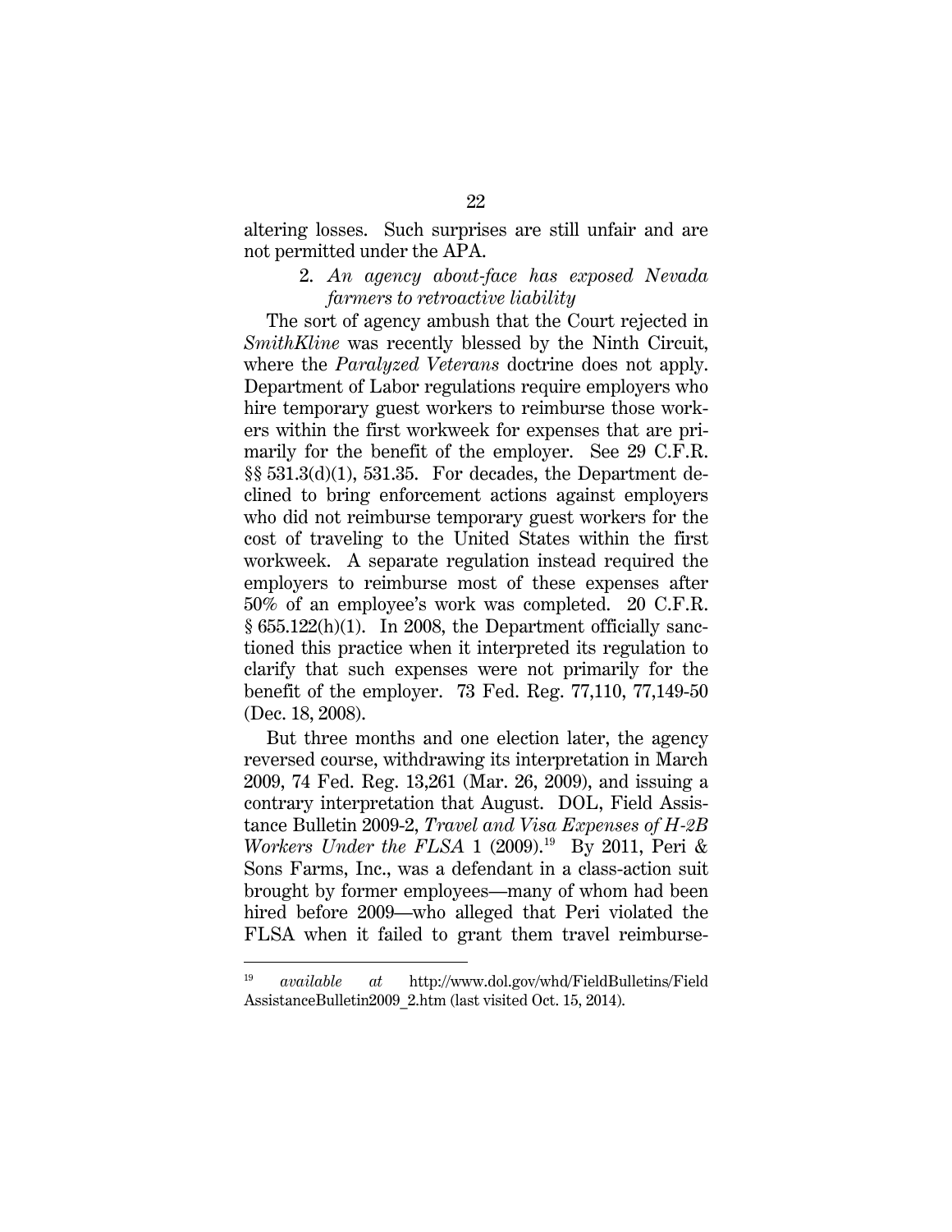altering losses. Such surprises are still unfair and are not permitted under the APA.

### 2. *An agency about-face has exposed Nevada farmers to retroactive liability*

The sort of agency ambush that the Court rejected in *SmithKline* was recently blessed by the Ninth Circuit, where the *Paralyzed Veterans* doctrine does not apply. Department of Labor regulations require employers who hire temporary guest workers to reimburse those workers within the first workweek for expenses that are primarily for the benefit of the employer. See 29 C.F.R. §§ 531.3(d)(1), 531.35. For decades, the Department declined to bring enforcement actions against employers who did not reimburse temporary guest workers for the cost of traveling to the United States within the first workweek. A separate regulation instead required the employers to reimburse most of these expenses after 50% of an employee's work was completed. 20 C.F.R. § 655.122(h)(1). In 2008, the Department officially sanctioned this practice when it interpreted its regulation to clarify that such expenses were not primarily for the benefit of the employer. 73 Fed. Reg. 77,110, 77,149-50 (Dec. 18, 2008).

But three months and one election later, the agency reversed course, withdrawing its interpretation in March 2009, 74 Fed. Reg. 13,261 (Mar. 26, 2009), and issuing a contrary interpretation that August. DOL, Field Assistance Bulletin 2009-2, *Travel and Visa Expenses of H-2B Workers Under the FLSA* 1 (2009).[19] By 2011, Peri & Sons Farms, Inc., was a defendant in a class-action suit brought by former employees—many of whom had been hired before 2009—who alleged that Peri violated the FLSA when it failed to grant them travel reimburse-

---

[19] *available at* http://www.dol.gov/whd/FieldBulletins/FieldAssistanceBulletin2009_2.htm (last visited Oct. 15, 2014).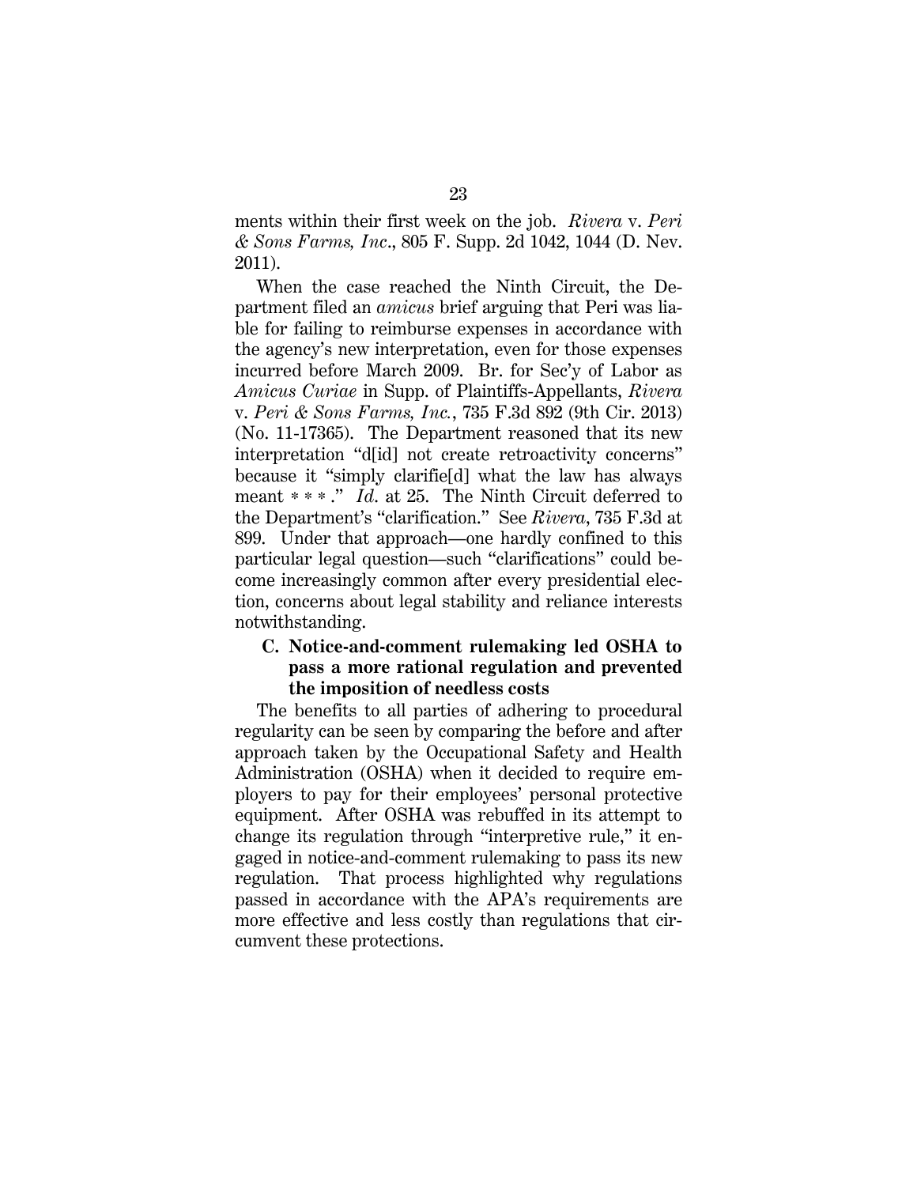ments within their first week on the job. *Rivera* v. *Peri & Sons Farms, Inc*., 805 F. Supp. 2d 1042, 1044 (D. Nev. 2011).

When the case reached the Ninth Circuit, the Department filed an *amicus* brief arguing that Peri was liable for failing to reimburse expenses in accordance with the agency's new interpretation, even for those expenses incurred before March 2009. Br. for Sec'y of Labor as *Amicus Curiae* in Supp. of Plaintiffs-Appellants, *Rivera* v. *Peri & Sons Farms, Inc.*, 735 F.3d 892 (9th Cir. 2013) (No. 11-17365). The Department reasoned that its new interpretation "d[id] not create retroactivity concerns" because it "simply clarifie[d] what the law has always meant * * * ." *Id*. at 25. The Ninth Circuit deferred to the Department's "clarification." See *Rivera*, 735 F.3d at 899. Under that approach—one hardly confined to this particular legal question—such "clarifications" could become increasingly common after every presidential election, concerns about legal stability and reliance interests notwithstanding.

### C. Notice-and-comment rulemaking led OSHA to pass a more rational regulation and prevented the imposition of needless costs

The benefits to all parties of adhering to procedural regularity can be seen by comparing the before and after approach taken by the Occupational Safety and Health Administration (OSHA) when it decided to require employers to pay for their employees' personal protective equipment. After OSHA was rebuffed in its attempt to change its regulation through "interpretive rule," it engaged in notice-and-comment rulemaking to pass its new regulation. That process highlighted why regulations passed in accordance with the APA's requirements are more effective and less costly than regulations that circumvent these protections.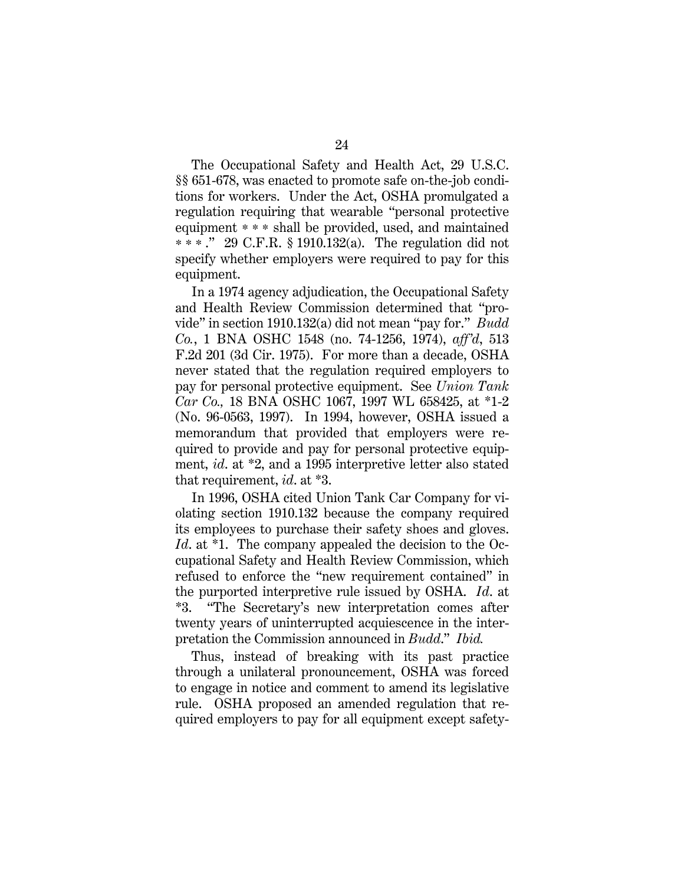The Occupational Safety and Health Act, 29 U.S.C. §§ 651-678, was enacted to promote safe on-the-job conditions for workers. Under the Act, OSHA promulgated a regulation requiring that wearable "personal protective equipment * * * shall be provided, used, and maintained * * * ." 29 C.F.R. § 1910.132(a). The regulation did not specify whether employers were required to pay for this equipment.

In a 1974 agency adjudication, the Occupational Safety and Health Review Commission determined that "provide" in section 1910.132(a) did not mean "pay for." *Budd Co.*, 1 BNA OSHC 1548 (no. 74-1256, 1974), *aff'd*, 513 F.2d 201 (3d Cir. 1975). For more than a decade, OSHA never stated that the regulation required employers to pay for personal protective equipment. See *Union Tank Car Co.,* 18 BNA OSHC 1067, 1997 WL 658425, at *1-2 (No. 96-0563, 1997). In 1994, however, OSHA issued a memorandum that provided that employers were required to provide and pay for personal protective equipment, *id*. at *2, and a 1995 interpretive letter also stated that requirement, *id*. at *3.

In 1996, OSHA cited Union Tank Car Company for violating section 1910.132 because the company required its employees to purchase their safety shoes and gloves. *Id*. at *1. The company appealed the decision to the Occupational Safety and Health Review Commission, which refused to enforce the "new requirement contained" in the purported interpretive rule issued by OSHA. *Id*. at *3. "The Secretary's new interpretation comes after twenty years of uninterrupted acquiescence in the interpretation the Commission announced in *Budd*." *Ibid.*

Thus, instead of breaking with its past practice through a unilateral pronouncement, OSHA was forced to engage in notice and comment to amend its legislative rule. OSHA proposed an amended regulation that required employers to pay for all equipment except safety-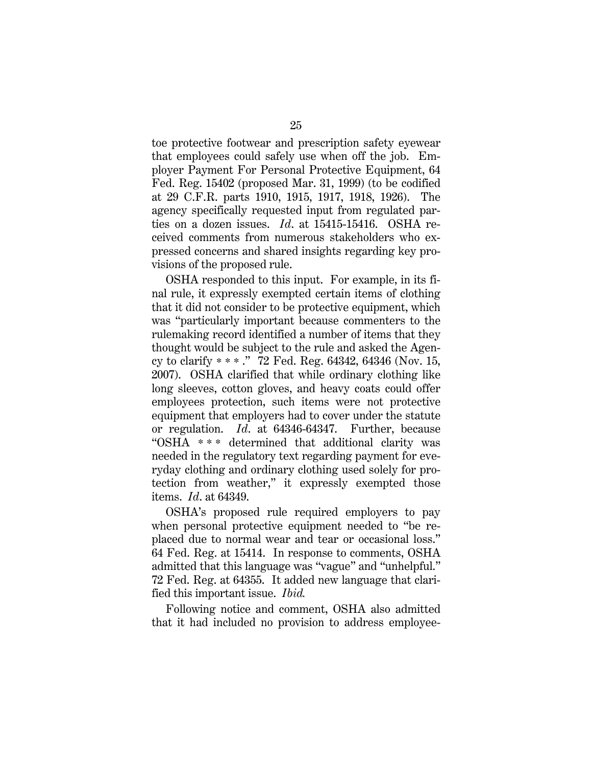toe protective footwear and prescription safety eyewear that employees could safely use when off the job. Employer Payment For Personal Protective Equipment, 64 Fed. Reg. 15402 (proposed Mar. 31, 1999) (to be codified at 29 C.F.R. parts 1910, 1915, 1917, 1918, 1926). The agency specifically requested input from regulated parties on a dozen issues. *Id*. at 15415-15416. OSHA received comments from numerous stakeholders who expressed concerns and shared insights regarding key provisions of the proposed rule.

OSHA responded to this input. For example, in its final rule, it expressly exempted certain items of clothing that it did not consider to be protective equipment, which was "particularly important because commenters to the rulemaking record identified a number of items that they thought would be subject to the rule and asked the Agency to clarify * * * ." 72 Fed. Reg. 64342, 64346 (Nov. 15, 2007). OSHA clarified that while ordinary clothing like long sleeves, cotton gloves, and heavy coats could offer employees protection, such items were not protective equipment that employers had to cover under the statute or regulation. *Id*. at 64346-64347. Further, because "OSHA * * * determined that additional clarity was needed in the regulatory text regarding payment for everyday clothing and ordinary clothing used solely for protection from weather," it expressly exempted those items. *Id*. at 64349.

OSHA's proposed rule required employers to pay when personal protective equipment needed to "be replaced due to normal wear and tear or occasional loss." 64 Fed. Reg. at 15414. In response to comments, OSHA admitted that this language was "vague" and "unhelpful." 72 Fed. Reg. at 64355. It added new language that clarified this important issue. *Ibid.*

Following notice and comment, OSHA also admitted that it had included no provision to address employee-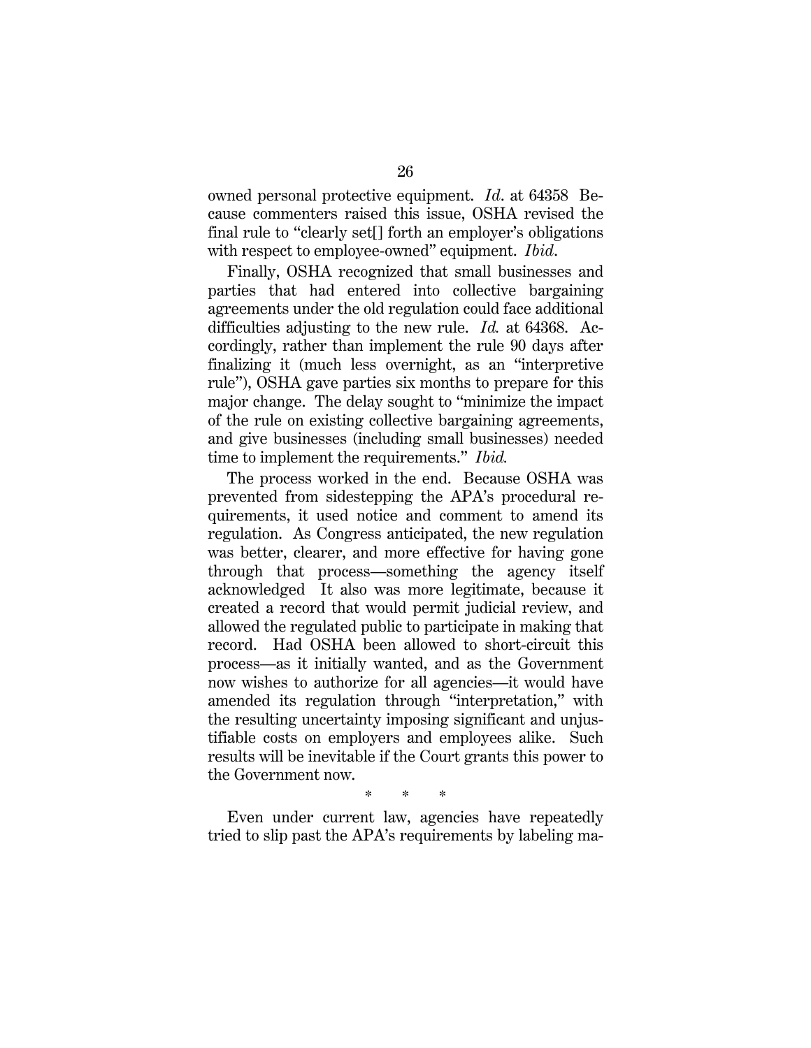owned personal protective equipment. *Id*. at 64358 Because commenters raised this issue, OSHA revised the final rule to "clearly set[] forth an employer's obligations with respect to employee-owned" equipment. *Ibid*.

Finally, OSHA recognized that small businesses and parties that had entered into collective bargaining agreements under the old regulation could face additional difficulties adjusting to the new rule. *Id.* at 64368. Accordingly, rather than implement the rule 90 days after finalizing it (much less overnight, as an "interpretive rule"), OSHA gave parties six months to prepare for this major change. The delay sought to "minimize the impact of the rule on existing collective bargaining agreements, and give businesses (including small businesses) needed time to implement the requirements." *Ibid.*

The process worked in the end. Because OSHA was prevented from sidestepping the APA's procedural requirements, it used notice and comment to amend its regulation. As Congress anticipated, the new regulation was better, clearer, and more effective for having gone through that process—something the agency itself acknowledged It also was more legitimate, because it created a record that would permit judicial review, and allowed the regulated public to participate in making that record. Had OSHA been allowed to short-circuit this process—as it initially wanted, and as the Government now wishes to authorize for all agencies—it would have amended its regulation through "interpretation," with the resulting uncertainty imposing significant and unjustifiable costs on employers and employees alike. Such results will be inevitable if the Court grants this power to the Government now.

\* \* \*

Even under current law, agencies have repeatedly tried to slip past the APA's requirements by labeling ma-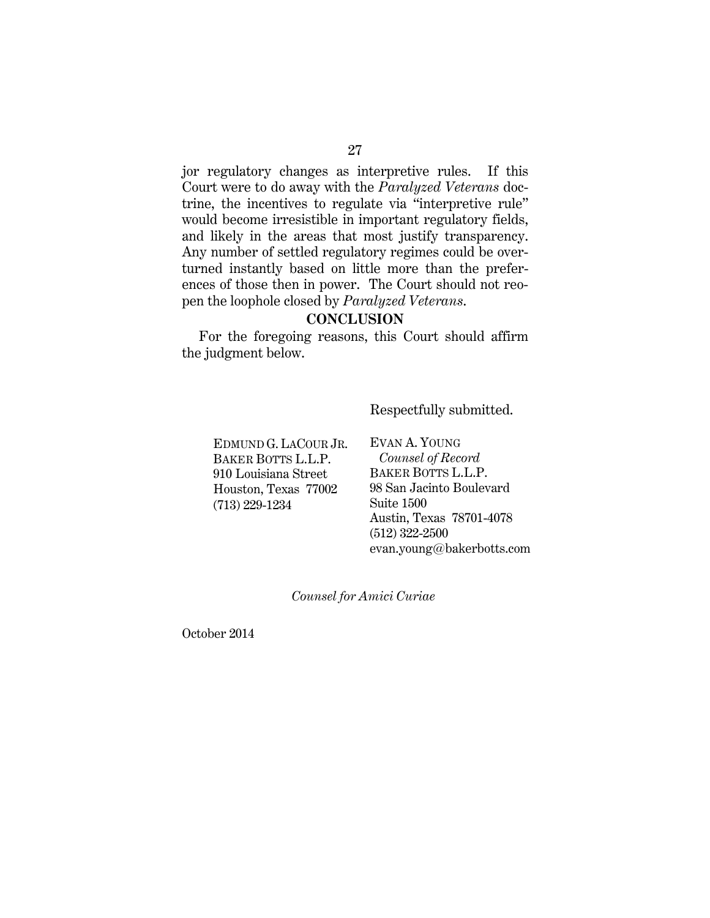jor regulatory changes as interpretive rules. If this Court were to do away with the *Paralyzed Veterans* doctrine, the incentives to regulate via "interpretive rule" would become irresistible in important regulatory fields, and likely in the areas that most justify transparency. Any number of settled regulatory regimes could be overturned instantly based on little more than the preferences of those then in power. The Court should not reopen the loophole closed by *Paralyzed Veterans*.

## CONCLUSION

For the foregoing reasons, this Court should affirm the judgment below.

Respectfully submitted.

EDMUND G. LACOUR JR.
BAKER BOTTS L.L.P.
910 Louisiana Street
Houston, Texas 77002
(713) 229-1234

EVAN A. YOUNG
*Counsel of Record*
BAKER BOTTS L.L.P.
98 San Jacinto Boulevard
Suite 1500
Austin, Texas 78701-4078
(512) 322-2500
evan.young@bakerbotts.com

*Counsel for Amici Curiae*

October 2014